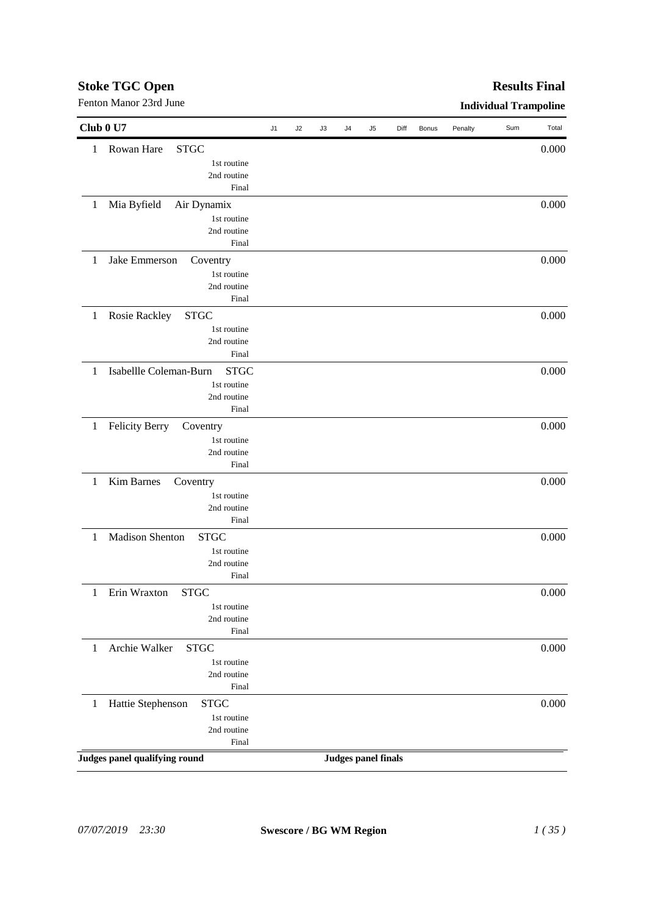# Stoke TGC Open

Fenton Manor 23rd June

## Results Final

### Individual Trampoline

| Club 0 U7 | | J1 | J2 | J3 | J4 | J5 | Diff | Bonus | Penalty | Sum | Total |
|---|---|---|---|---|---|---|---|---|---|---|---|
| 1 | Rowan Hare STGC | | | | | | | | | | 0.000 |
| | 1st routine | | | | | | | | | | |
| | 2nd routine | | | | | | | | | | |
| | Final | | | | | | | | | | |
| 1 | Mia Byfield Air Dynamix | | | | | | | | | | 0.000 |
| | 1st routine | | | | | | | | | | |
| | 2nd routine | | | | | | | | | | |
| | Final | | | | | | | | | | |
| 1 | Jake Emmerson Coventry | | | | | | | | | | 0.000 |
| | 1st routine | | | | | | | | | | |
| | 2nd routine | | | | | | | | | | |
| | Final | | | | | | | | | | |
| 1 | Rosie Rackley STGC | | | | | | | | | | 0.000 |
| | 1st routine | | | | | | | | | | |
| | 2nd routine | | | | | | | | | | |
| | Final | | | | | | | | | | |
| 1 | Isabellle Coleman-Burn STGC | | | | | | | | | | 0.000 |
| | 1st routine | | | | | | | | | | |
| | 2nd routine | | | | | | | | | | |
| | Final | | | | | | | | | | |
| 1 | Felicity Berry Coventry | | | | | | | | | | 0.000 |
| | 1st routine | | | | | | | | | | |
| | 2nd routine | | | | | | | | | | |
| | Final | | | | | | | | | | |
| 1 | Kim Barnes Coventry | | | | | | | | | | 0.000 |
| | 1st routine | | | | | | | | | | |
| | 2nd routine | | | | | | | | | | |
| | Final | | | | | | | | | | |
| 1 | Madison Shenton STGC | | | | | | | | | | 0.000 |
| | 1st routine | | | | | | | | | | |
| | 2nd routine | | | | | | | | | | |
| | Final | | | | | | | | | | |
| 1 | Erin Wraxton STGC | | | | | | | | | | 0.000 |
| | 1st routine | | | | | | | | | | |
| | 2nd routine | | | | | | | | | | |
| | Final | | | | | | | | | | |
| 1 | Archie Walker STGC | | | | | | | | | | 0.000 |
| | 1st routine | | | | | | | | | | |
| | 2nd routine | | | | | | | | | | |
| | Final | | | | | | | | | | |
| 1 | Hattie Stephenson STGC | | | | | | | | | | 0.000 |
| | 1st routine | | | | | | | | | | |
| | 2nd routine | | | | | | | | | | |
| | Final | | | | | | | | | | |

**Judges panel qualifying round** **Judges panel finals**

*07/07/2019 23:30* **Swescore / BG WM Region**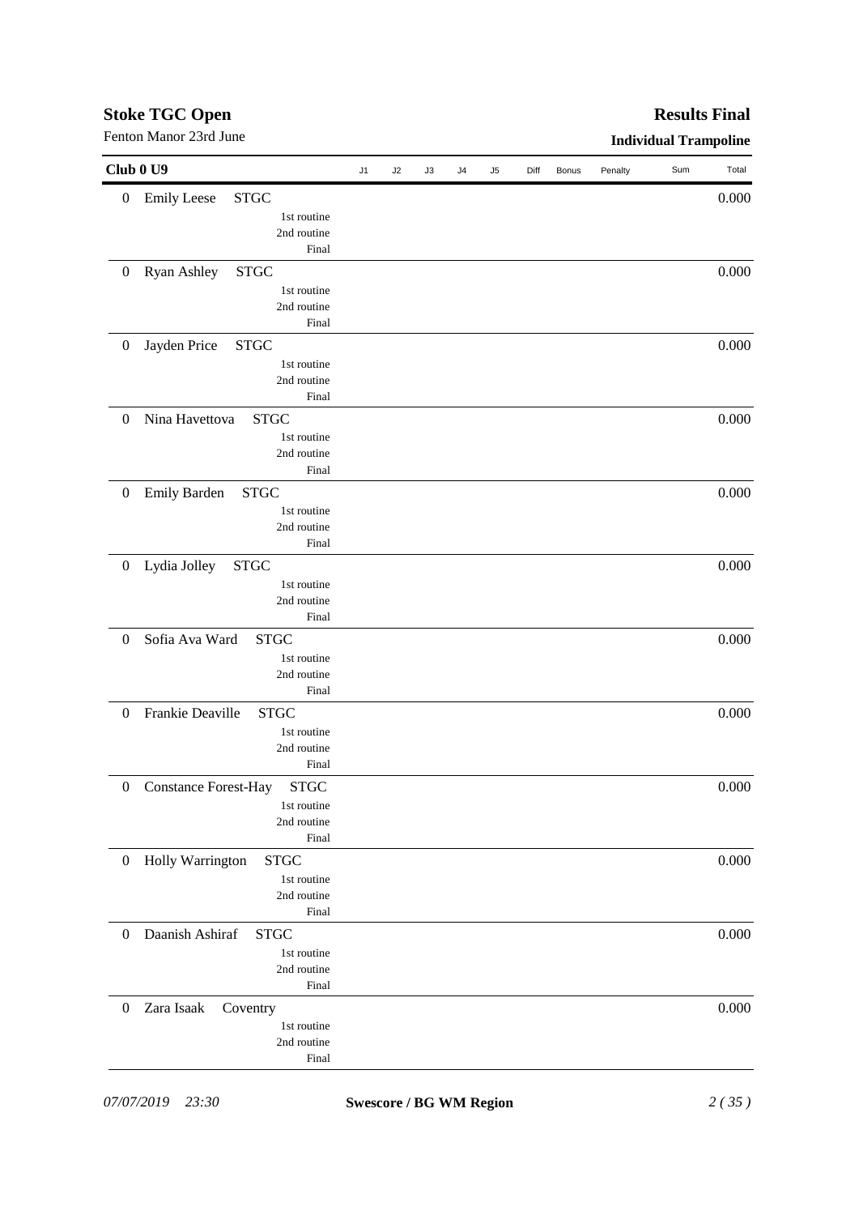## Stoke TGC Open

Fenton Manor 23rd June

## Results Final

**Individual Trampoline**

### Club 0 U9

| | Name | Club | | J1 | J2 | J3 | J4 | J5 | Diff | Bonus | Penalty | Sum | Total |
|---|---|---|---|---|---|---|---|---|---|---|---|---|---|
| 0 | Emily Leese | STGC | | | | | | | | | | | 0.000 |
| | | | 1st routine | | | | | | | | | | |
| | | | 2nd routine | | | | | | | | | | |
| | | | Final | | | | | | | | | | |
| 0 | Ryan Ashley | STGC | | | | | | | | | | | 0.000 |
| | | | 1st routine | | | | | | | | | | |
| | | | 2nd routine | | | | | | | | | | |
| | | | Final | | | | | | | | | | |
| 0 | Jayden Price | STGC | | | | | | | | | | | 0.000 |
| | | | 1st routine | | | | | | | | | | |
| | | | 2nd routine | | | | | | | | | | |
| | | | Final | | | | | | | | | | |
| 0 | Nina Havettova | STGC | | | | | | | | | | | 0.000 |
| | | | 1st routine | | | | | | | | | | |
| | | | 2nd routine | | | | | | | | | | |
| | | | Final | | | | | | | | | | |
| 0 | Emily Barden | STGC | | | | | | | | | | | 0.000 |
| | | | 1st routine | | | | | | | | | | |
| | | | 2nd routine | | | | | | | | | | |
| | | | Final | | | | | | | | | | |
| 0 | Lydia Jolley | STGC | | | | | | | | | | | 0.000 |
| | | | 1st routine | | | | | | | | | | |
| | | | 2nd routine | | | | | | | | | | |
| | | | Final | | | | | | | | | | |
| 0 | Sofia Ava Ward | STGC | | | | | | | | | | | 0.000 |
| | | | 1st routine | | | | | | | | | | |
| | | | 2nd routine | | | | | | | | | | |
| | | | Final | | | | | | | | | | |
| 0 | Frankie Deaville | STGC | | | | | | | | | | | 0.000 |
| | | | 1st routine | | | | | | | | | | |
| | | | 2nd routine | | | | | | | | | | |
| | | | Final | | | | | | | | | | |
| 0 | Constance Forest-Hay | STGC | | | | | | | | | | | 0.000 |
| | | | 1st routine | | | | | | | | | | |
| | | | 2nd routine | | | | | | | | | | |
| | | | Final | | | | | | | | | | |
| 0 | Holly Warrington | STGC | | | | | | | | | | | 0.000 |
| | | | 1st routine | | | | | | | | | | |
| | | | 2nd routine | | | | | | | | | | |
| | | | Final | | | | | | | | | | |
| 0 | Daanish Ashiraf | STGC | | | | | | | | | | | 0.000 |
| | | | 1st routine | | | | | | | | | | |
| | | | 2nd routine | | | | | | | | | | |
| | | | Final | | | | | | | | | | |
| 0 | Zara Isaak | Coventry | | | | | | | | | | | 0.000 |
| | | | 1st routine | | | | | | | | | | |
| | | | 2nd routine | | | | | | | | | | |
| | | | Final | | | | | | | | | | |

*07/07/2019 23:30* **Swescore / BG WM Region**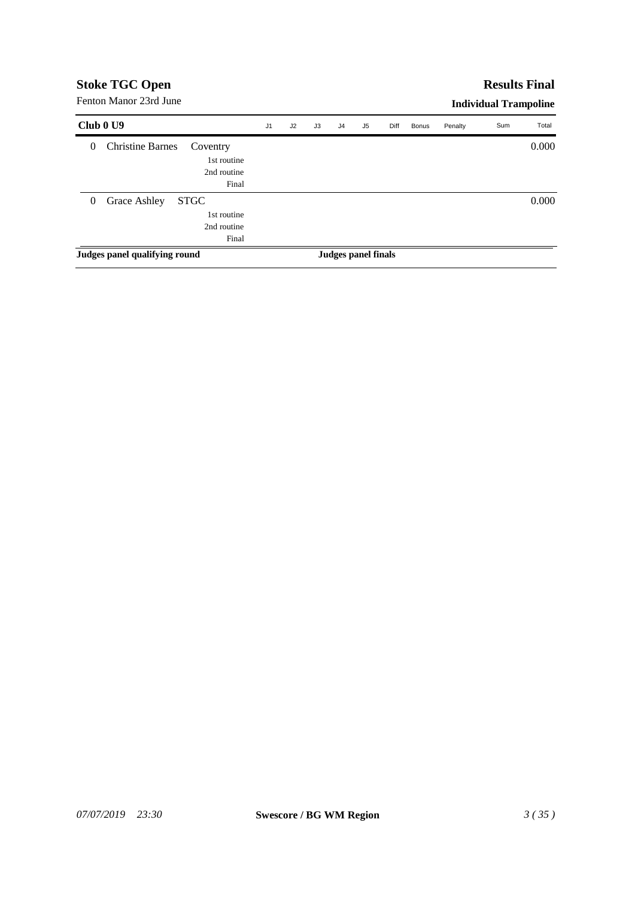## Stoke TGC Open

Fenton Manor 23rd June

## Results Final

**Individual Trampoline**

| Club 0 U9 | | | J1 | J2 | J3 | J4 | J5 | Diff | Bonus | Penalty | Sum | Total |
|---|---|---|---|---|---|---|---|---|---|---|---|---|
| 0 | Christine Barnes | Coventry | | | | | | | | | | 0.000 |
| | | 1st routine | | | | | | | | | | |
| | | 2nd routine | | | | | | | | | | |
| | | Final | | | | | | | | | | |
| 0 | Grace Ashley | STGC | | | | | | | | | | 0.000 |
| | | 1st routine | | | | | | | | | | |
| | | 2nd routine | | | | | | | | | | |
| | | Final | | | | | | | | | | |

**Judges panel qualifying round** **Judges panel finals**

*07/07/2019 23:30* **Swescore / BG WM Region**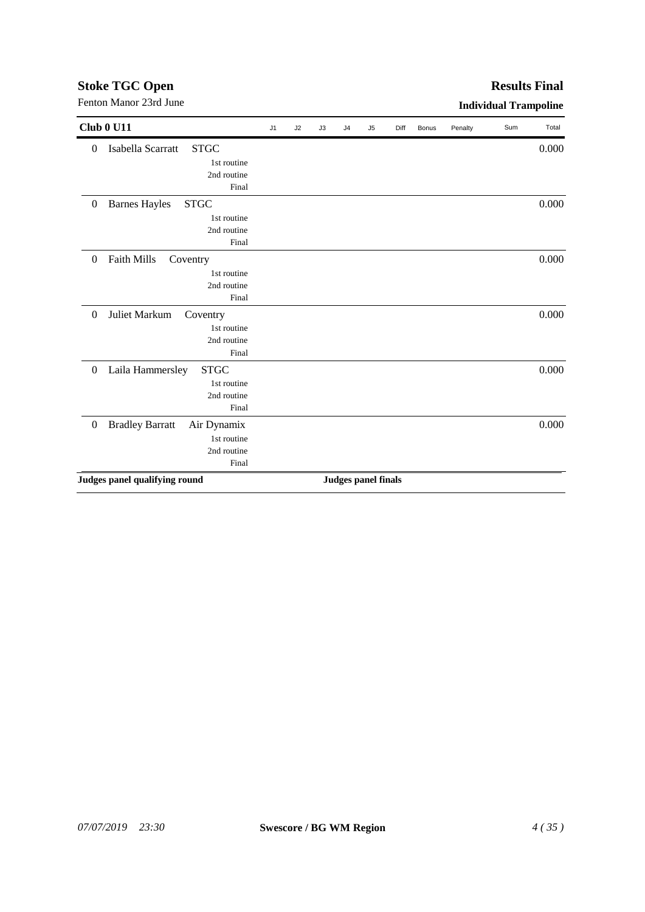**Stoke TGC Open**

Fenton Manor 23rd June

**Results Final**

**Individual Trampoline**

| **Club 0 U11** | | | J1 | J2 | J3 | J4 | J5 | Diff | Bonus | Penalty | Sum | Total |
|---|---|---|---|---|---|---|---|---|---|---|---|---|
| 0 | Isabella Scarratt | STGC | | | | | | | | | | 0.000 |
| | | 1st routine | | | | | | | | | | |
| | | 2nd routine | | | | | | | | | | |
| | | Final | | | | | | | | | | |
| 0 | Barnes Hayles | STGC | | | | | | | | | | 0.000 |
| | | 1st routine | | | | | | | | | | |
| | | 2nd routine | | | | | | | | | | |
| | | Final | | | | | | | | | | |
| 0 | Faith Mills | Coventry | | | | | | | | | | 0.000 |
| | | 1st routine | | | | | | | | | | |
| | | 2nd routine | | | | | | | | | | |
| | | Final | | | | | | | | | | |
| 0 | Juliet Markum | Coventry | | | | | | | | | | 0.000 |
| | | 1st routine | | | | | | | | | | |
| | | 2nd routine | | | | | | | | | | |
| | | Final | | | | | | | | | | |
| 0 | Laila Hammersley | STGC | | | | | | | | | | 0.000 |
| | | 1st routine | | | | | | | | | | |
| | | 2nd routine | | | | | | | | | | |
| | | Final | | | | | | | | | | |
| 0 | Bradley Barratt | Air Dynamix | | | | | | | | | | 0.000 |
| | | 1st routine | | | | | | | | | | |
| | | 2nd routine | | | | | | | | | | |
| | | Final | | | | | | | | | | |

**Judges panel qualifying round** **Judges panel finals**

*07/07/2019 23:30* **Swescore / BG WM Region**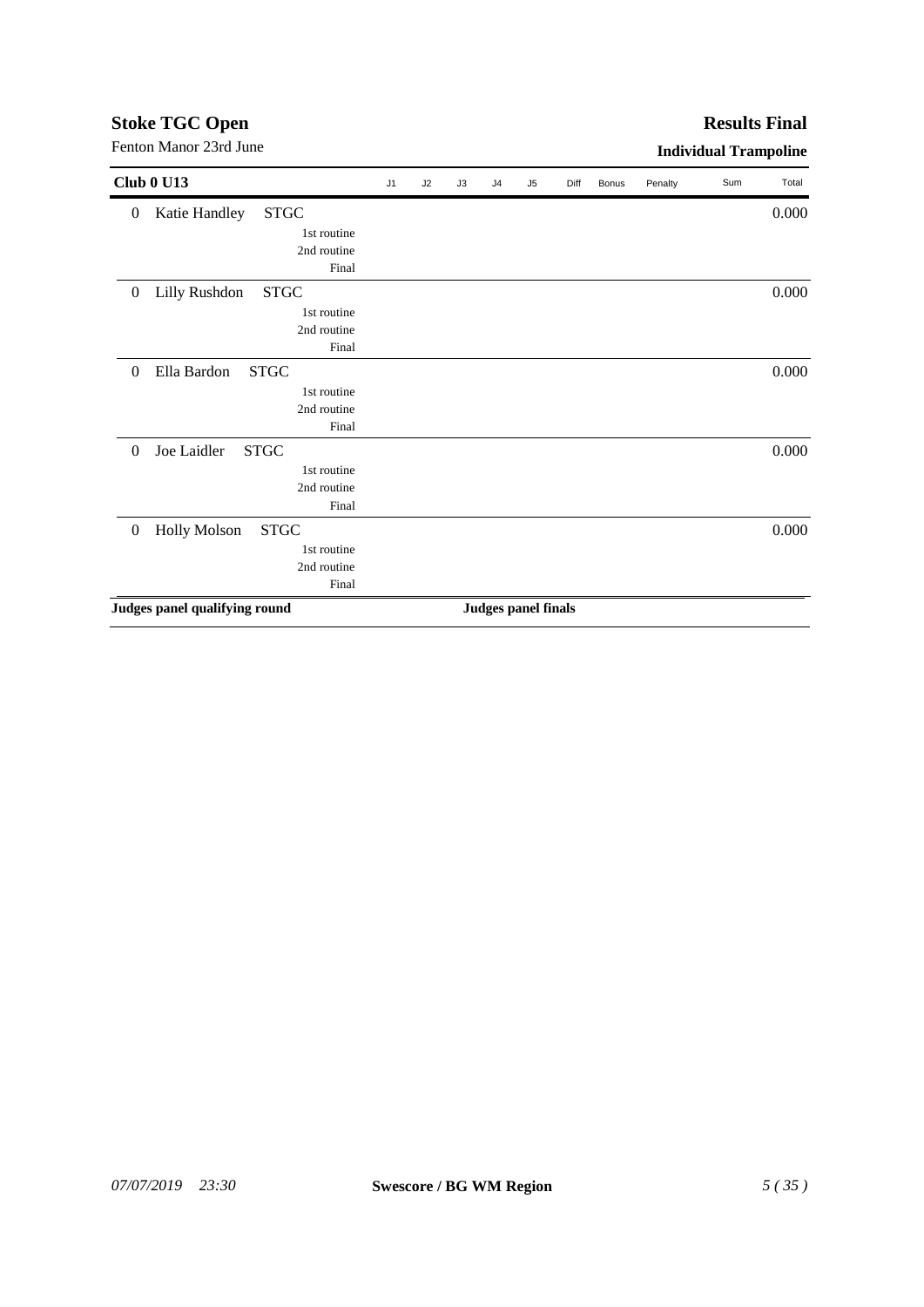**Stoke TGC Open**

Fenton Manor 23rd June

**Results Final**

**Individual Trampoline**

| Club 0 U13 | | | J1 | J2 | J3 | J4 | J5 | Diff | Bonus | Penalty | Sum | Total |
|---|---|---|---|---|---|---|---|---|---|---|---|---|
| 0 | Katie Handley | STGC | | | | | | | | | | 0.000 |
| | | 1st routine | | | | | | | | | | |
| | | 2nd routine | | | | | | | | | | |
| | | Final | | | | | | | | | | |
| 0 | Lilly Rushdon | STGC | | | | | | | | | | 0.000 |
| | | 1st routine | | | | | | | | | | |
| | | 2nd routine | | | | | | | | | | |
| | | Final | | | | | | | | | | |
| 0 | Ella Bardon | STGC | | | | | | | | | | 0.000 |
| | | 1st routine | | | | | | | | | | |
| | | 2nd routine | | | | | | | | | | |
| | | Final | | | | | | | | | | |
| 0 | Joe Laidler | STGC | | | | | | | | | | 0.000 |
| | | 1st routine | | | | | | | | | | |
| | | 2nd routine | | | | | | | | | | |
| | | Final | | | | | | | | | | |
| 0 | Holly Molson | STGC | | | | | | | | | | 0.000 |
| | | 1st routine | | | | | | | | | | |
| | | 2nd routine | | | | | | | | | | |
| | | Final | | | | | | | | | | |

**Judges panel qualifying round** **Judges panel finals**

*07/07/2019 23:30* **Swescore / BG WM Region**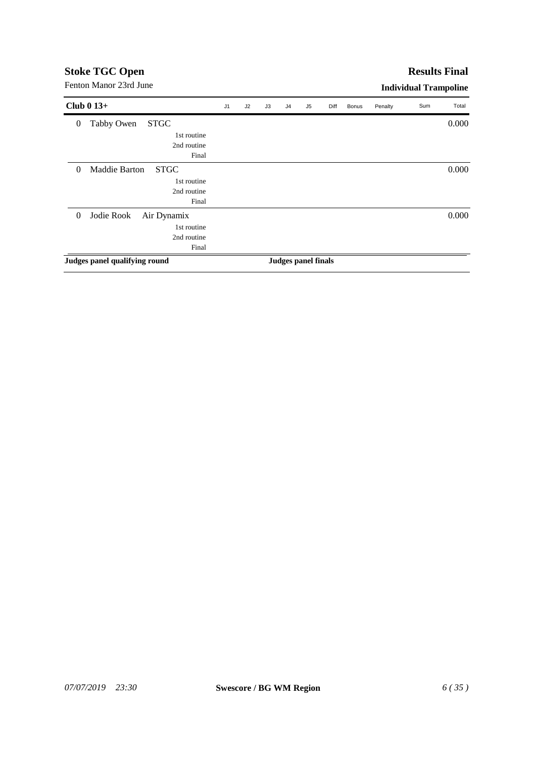**Stoke TGC Open**

Fenton Manor 23rd June

**Results Final**

**Individual Trampoline**

| Club 0 13+ | | | J1 | J2 | J3 | J4 | J5 | Diff | Bonus | Penalty | Sum | Total |
|---|---|---|---|---|---|---|---|---|---|---|---|---|
| 0 | Tabby Owen | STGC | | | | | | | | | | 0.000 |
| | | 1st routine | | | | | | | | | | |
| | | 2nd routine | | | | | | | | | | |
| | | Final | | | | | | | | | | |
| 0 | Maddie Barton | STGC | | | | | | | | | | 0.000 |
| | | 1st routine | | | | | | | | | | |
| | | 2nd routine | | | | | | | | | | |
| | | Final | | | | | | | | | | |
| 0 | Jodie Rook | Air Dynamix | | | | | | | | | | 0.000 |
| | | 1st routine | | | | | | | | | | |
| | | 2nd routine | | | | | | | | | | |
| | | Final | | | | | | | | | | |

**Judges panel qualifying round** **Judges panel finals**

*07/07/2019 23:30* **Swescore / BG WM Region**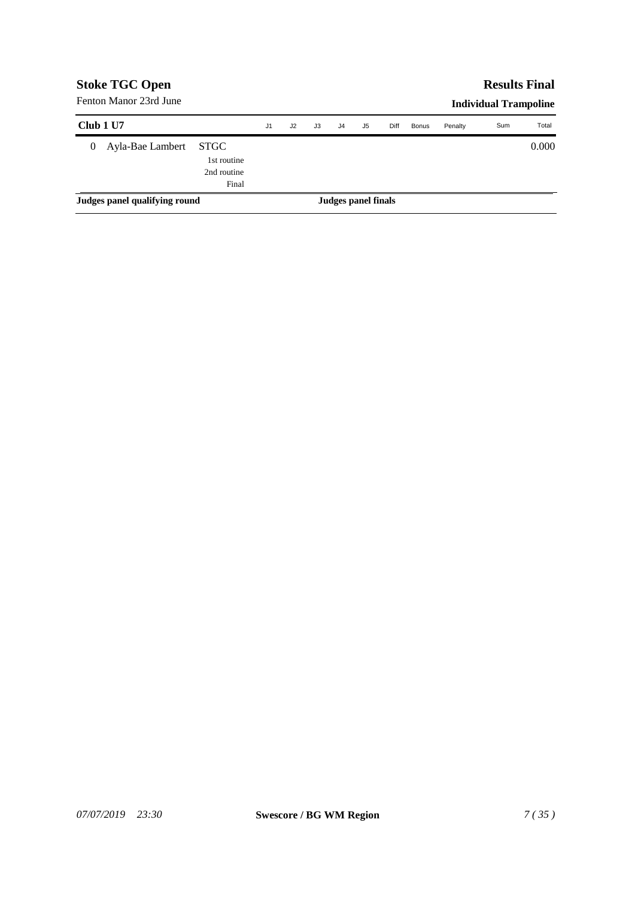# Stoke TGC Open

Fenton Manor 23rd June

## Results Final

### Individual Trampoline

| Club 1 U7 | | | J1 | J2 | J3 | J4 | J5 | Diff | Bonus | Penalty | Sum | Total |
|---|---|---|---|---|---|---|---|---|---|---|---|---|
| 0 | Ayla-Bae Lambert | STGC | | | | | | | | | | 0.000 |
| | | 1st routine | | | | | | | | | | |
| | | 2nd routine | | | | | | | | | | |
| | | Final | | | | | | | | | | |

**Judges panel qualifying round** **Judges panel finals**

*07/07/2019 23:30* **Swescore / BG WM Region**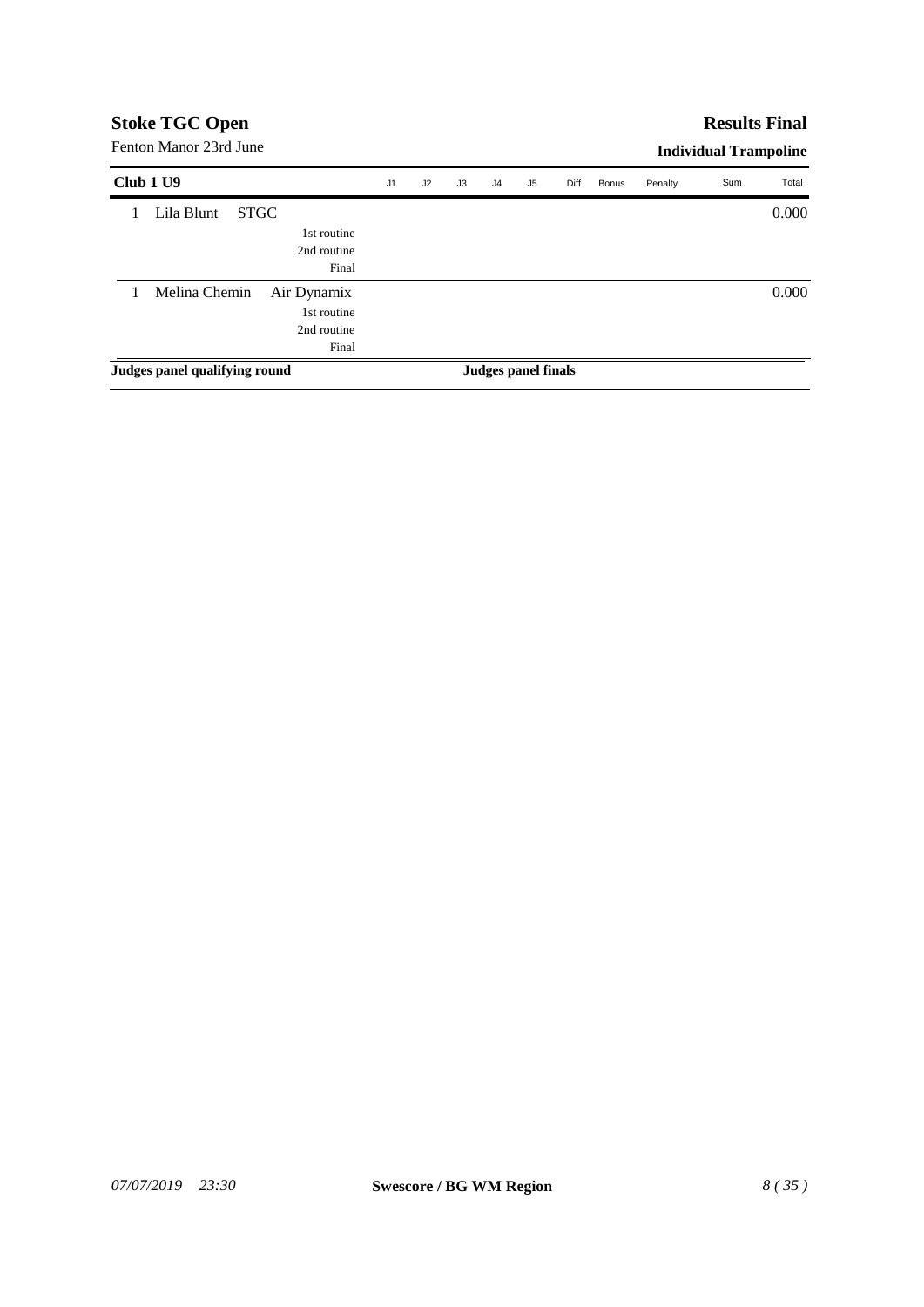## Stoke TGC Open

Fenton Manor 23rd June

## Results Final

### Individual Trampoline

| Club 1 U9 | | | J1 | J2 | J3 | J4 | J5 | Diff | Bonus | Penalty | Sum | Total |
|---|---|---|---|---|---|---|---|---|---|---|---|---|
| 1 | Lila Blunt | STGC | | | | | | | | | | 0.000 |
| | | 1st routine | | | | | | | | | | |
| | | 2nd routine | | | | | | | | | | |
| | | Final | | | | | | | | | | |
| 1 | Melina Chemin | Air Dynamix | | | | | | | | | | 0.000 |
| | | 1st routine | | | | | | | | | | |
| | | 2nd routine | | | | | | | | | | |
| | | Final | | | | | | | | | | |

**Judges panel qualifying round** **Judges panel finals**

*07/07/2019 23:30* **Swescore / BG WM Region**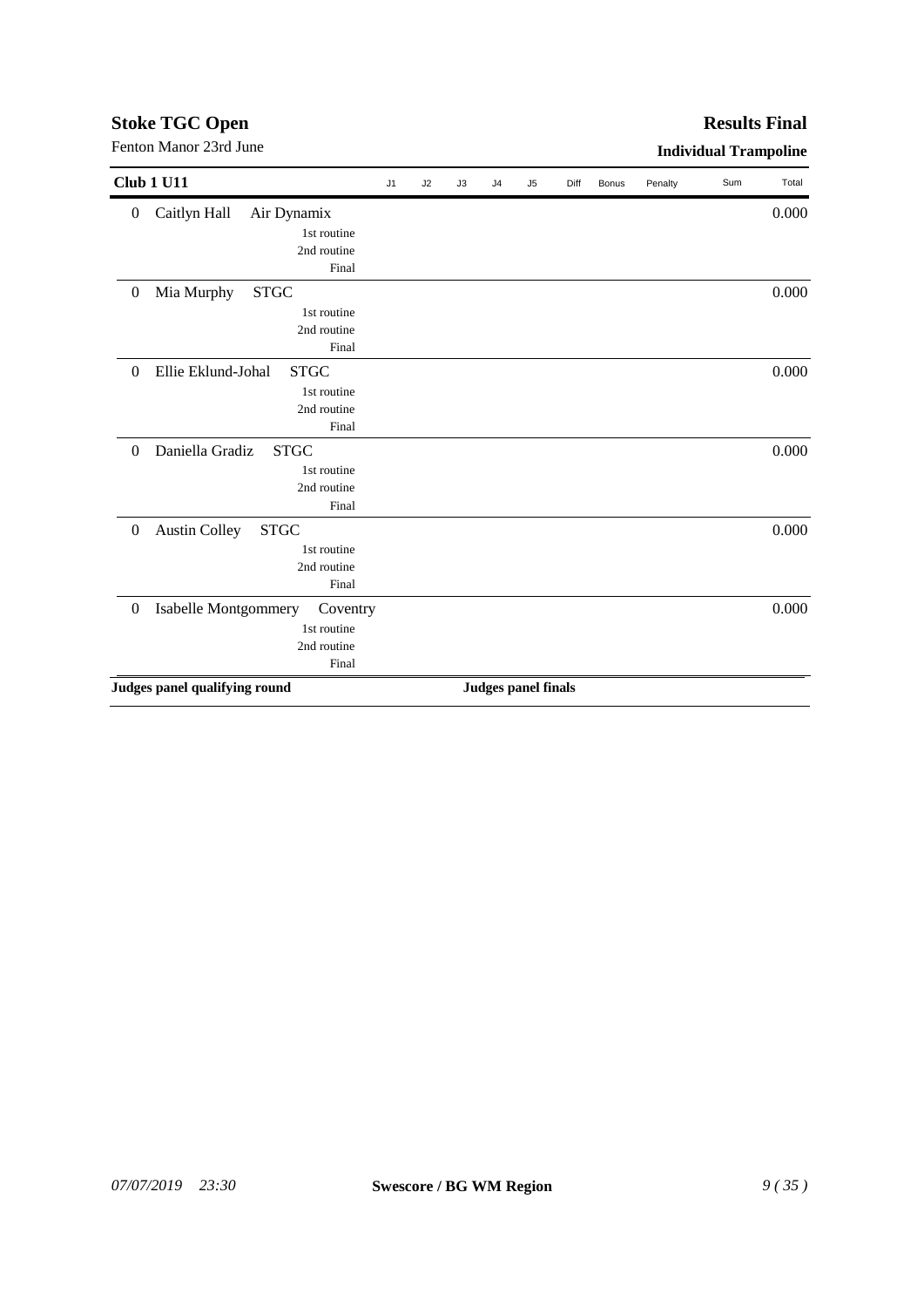# Stoke TGC Open

Fenton Manor 23rd June

## Results Final

### Individual Trampoline

| Club 1 U11 | | | J1 | J2 | J3 | J4 | J5 | Diff | Bonus | Penalty | Sum | Total |
|---|---|---|---|---|---|---|---|---|---|---|---|---|
| 0 | Caitlyn Hall | Air Dynamix | | | | | | | | | | 0.000 |
| | | 1st routine | | | | | | | | | | |
| | | 2nd routine | | | | | | | | | | |
| | | Final | | | | | | | | | | |
| 0 | Mia Murphy | STGC | | | | | | | | | | 0.000 |
| | | 1st routine | | | | | | | | | | |
| | | 2nd routine | | | | | | | | | | |
| | | Final | | | | | | | | | | |
| 0 | Ellie Eklund-Johal | STGC | | | | | | | | | | 0.000 |
| | | 1st routine | | | | | | | | | | |
| | | 2nd routine | | | | | | | | | | |
| | | Final | | | | | | | | | | |
| 0 | Daniella Gradiz | STGC | | | | | | | | | | 0.000 |
| | | 1st routine | | | | | | | | | | |
| | | 2nd routine | | | | | | | | | | |
| | | Final | | | | | | | | | | |
| 0 | Austin Colley | STGC | | | | | | | | | | 0.000 |
| | | 1st routine | | | | | | | | | | |
| | | 2nd routine | | | | | | | | | | |
| | | Final | | | | | | | | | | |
| 0 | Isabelle Montgommery | Coventry | | | | | | | | | | 0.000 |
| | | 1st routine | | | | | | | | | | |
| | | 2nd routine | | | | | | | | | | |
| | | Final | | | | | | | | | | |

**Judges panel qualifying round** **Judges panel finals**

*07/07/2019 23:30* **Swescore / BG WM Region**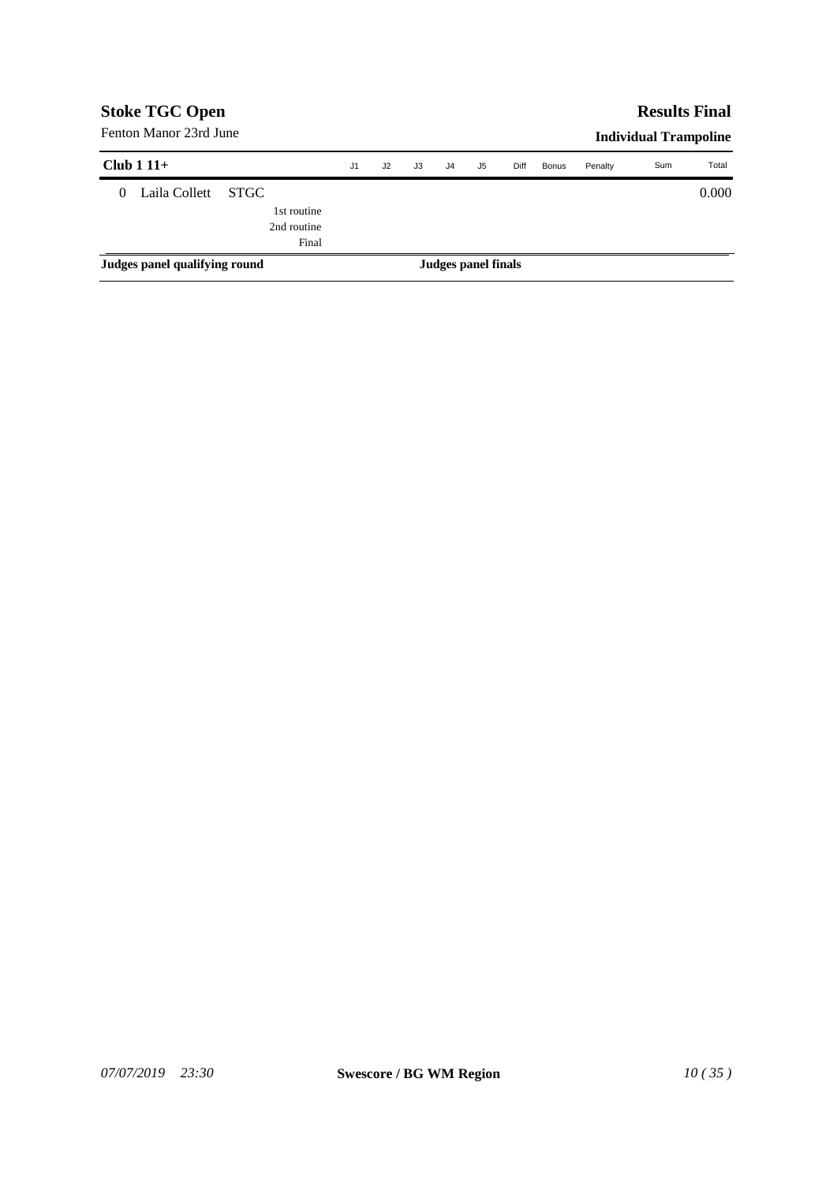## Stoke TGC Open

Fenton Manor 23rd June

## Results Final

### Individual Trampoline

| Club 1 11+ | | J1 | J2 | J3 | J4 | J5 | Diff | Bonus | Penalty | Sum | Total |
|---|---|---|---|---|---|---|---|---|---|---|---|
| 0 Laila Collett | STGC | | | | | | | | | | 0.000 |
| | 1st routine | | | | | | | | | | |
| | 2nd routine | | | | | | | | | | |
| | Final | | | | | | | | | | |

**Judges panel qualifying round** | **Judges panel finals**

*07/07/2019 23:30* | **Swescore / BG WM Region**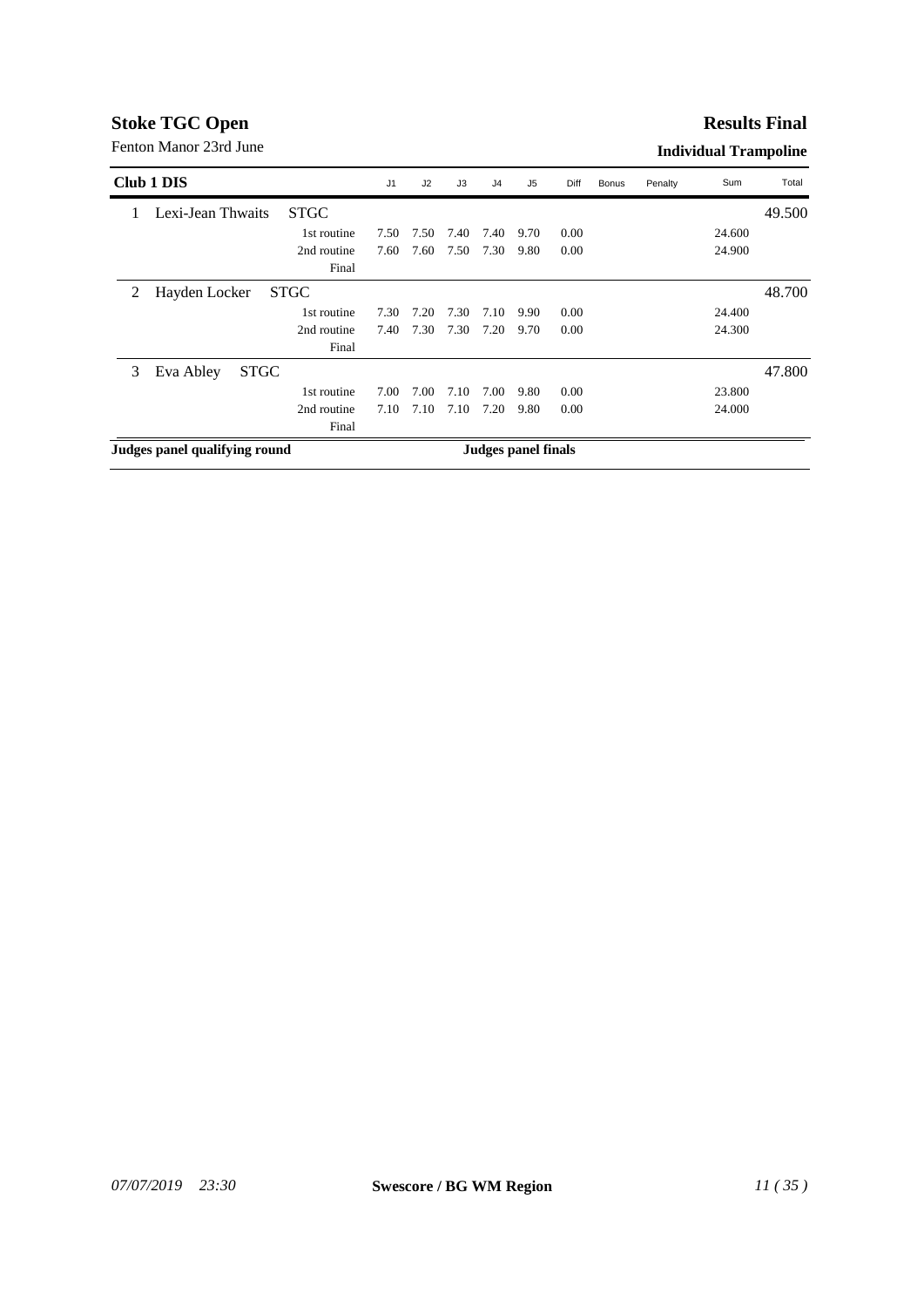**Stoke TGC Open**

Fenton Manor 23rd June

**Results Final**

**Individual Trampoline**

| Club 1 DIS | | | J1 | J2 | J3 | J4 | J5 | Diff | Bonus | Penalty | Sum | Total |
|---|---|---|---|---|---|---|---|---|---|---|---|---|
| 1 | Lexi-Jean Thwaits | STGC | | | | | | | | | | 49.500 |
| | | 1st routine | 7.50 | 7.50 | 7.40 | 7.40 | 9.70 | 0.00 | | | 24.600 | |
| | | 2nd routine | 7.60 | 7.60 | 7.50 | 7.30 | 9.80 | 0.00 | | | 24.900 | |
| | | Final | | | | | | | | | | |
| 2 | Hayden Locker | STGC | | | | | | | | | | 48.700 |
| | | 1st routine | 7.30 | 7.20 | 7.30 | 7.10 | 9.90 | 0.00 | | | 24.400 | |
| | | 2nd routine | 7.40 | 7.30 | 7.30 | 7.20 | 9.70 | 0.00 | | | 24.300 | |
| | | Final | | | | | | | | | | |
| 3 | Eva Abley | STGC | | | | | | | | | | 47.800 |
| | | 1st routine | 7.00 | 7.00 | 7.10 | 7.00 | 9.80 | 0.00 | | | 23.800 | |
| | | 2nd routine | 7.10 | 7.10 | 7.10 | 7.20 | 9.80 | 0.00 | | | 24.000 | |
| | | Final | | | | | | | | | | |

**Judges panel qualifying round** **Judges panel finals**

*07/07/2019 23:30* **Swescore / BG WM Region**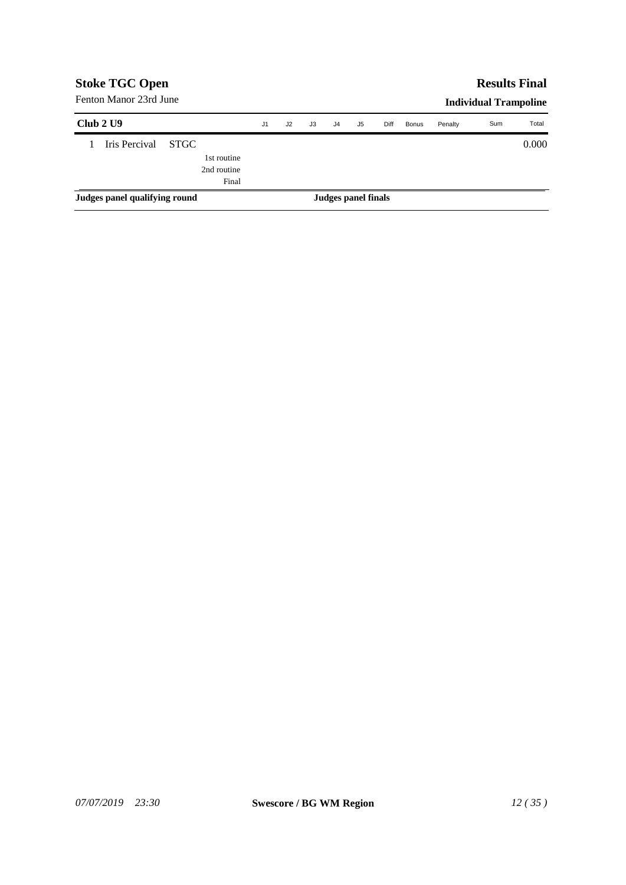**Stoke TGC Open** — **Results Final**

Fenton Manor 23rd June — **Individual Trampoline**

| Club 2 U9 | | J1 | J2 | J3 | J4 | J5 | Diff | Bonus | Penalty | Sum | Total |
|---|---|---|---|---|---|---|---|---|---|---|---|
| 1 Iris Percival | STGC | | | | | | | | | | 0.000 |
| | 1st routine | | | | | | | | | | |
| | 2nd routine | | | | | | | | | | |
| | Final | | | | | | | | | | |

**Judges panel qualifying round** — **Judges panel finals**

*07/07/2019 23:30* — **Swescore / BG WM Region**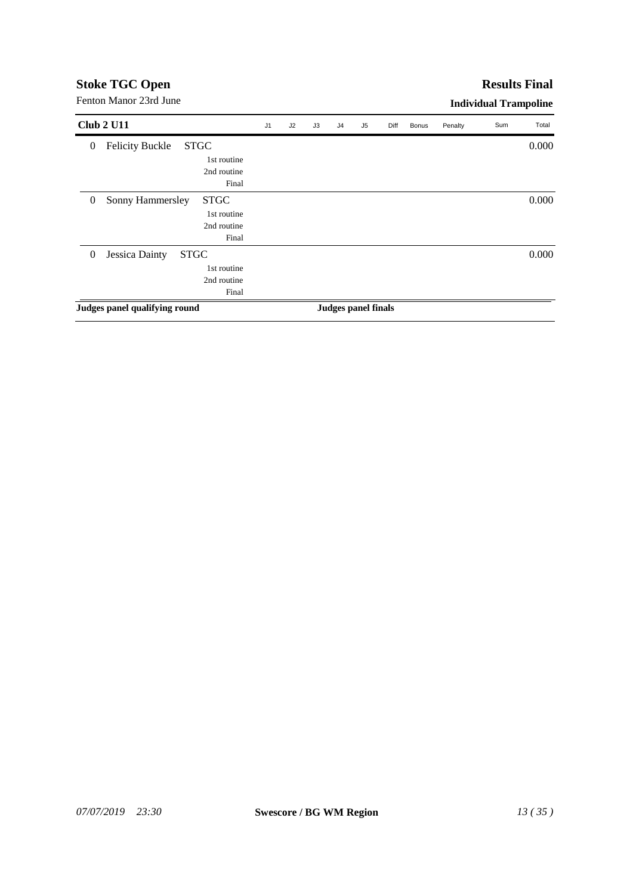**Stoke TGC Open**

Fenton Manor 23rd June

**Results Final**

**Individual Trampoline**

| **Club 2 U11** | | J1 | J2 | J3 | J4 | J5 | Diff | Bonus | Penalty | Sum | Total |
|---|---|---|---|---|---|---|---|---|---|---|---|
| 0 | Felicity Buckle STGC | | | | | | | | | | 0.000 |
| | 1st routine | | | | | | | | | | |
| | 2nd routine | | | | | | | | | | |
| | Final | | | | | | | | | | |
| 0 | Sonny Hammersley STGC | | | | | | | | | | 0.000 |
| | 1st routine | | | | | | | | | | |
| | 2nd routine | | | | | | | | | | |
| | Final | | | | | | | | | | |
| 0 | Jessica Dainty STGC | | | | | | | | | | 0.000 |
| | 1st routine | | | | | | | | | | |
| | 2nd routine | | | | | | | | | | |
| | Final | | | | | | | | | | |

**Judges panel qualifying round** **Judges panel finals**

*07/07/2019 23:30* **Swescore / BG WM Region**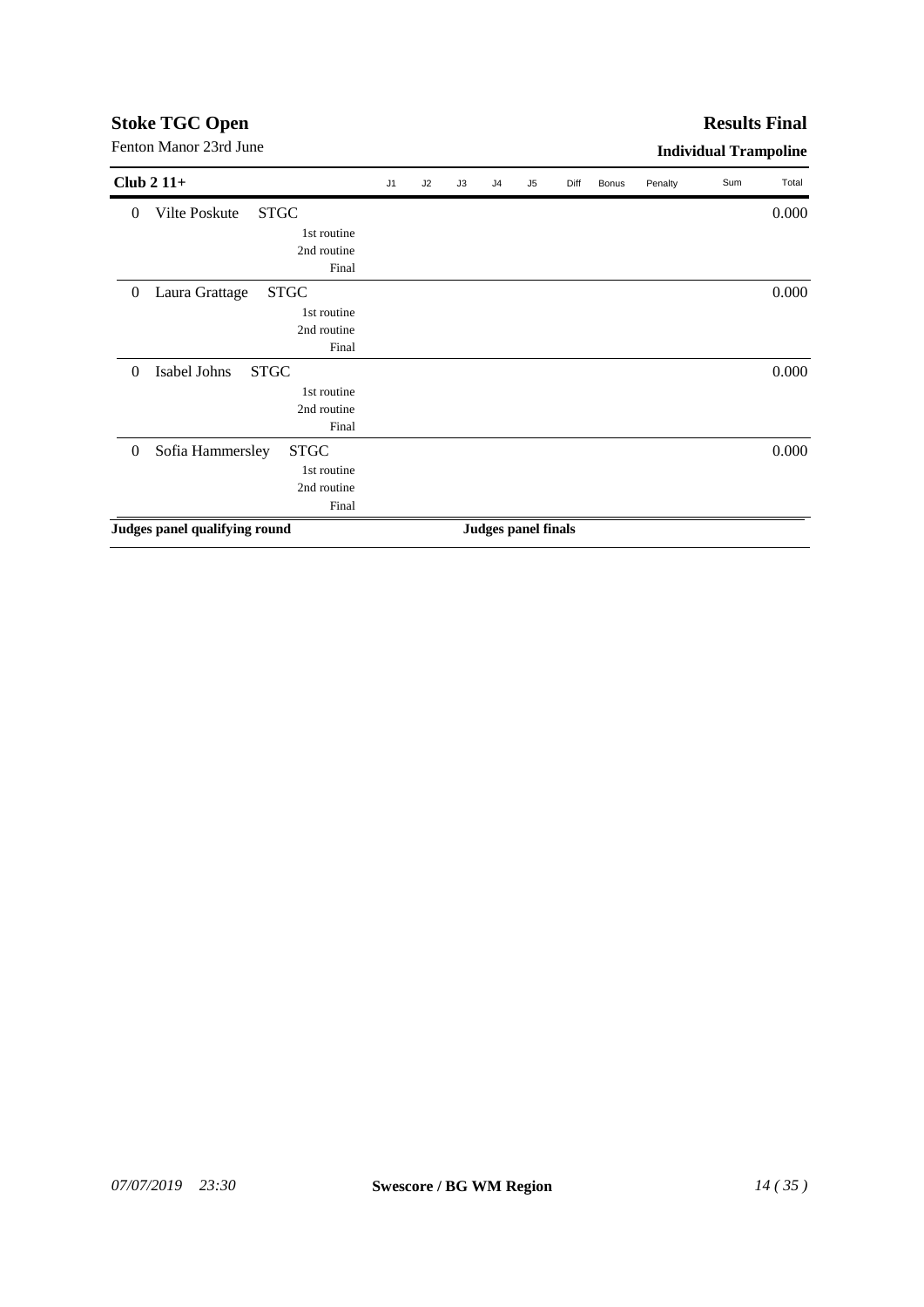**Stoke TGC Open**

Fenton Manor 23rd June

**Results Final**

**Individual Trampoline**

| Club 2 11+ | | | J1 | J2 | J3 | J4 | J5 | Diff | Bonus | Penalty | Sum | Total |
|---|---|---|---|---|---|---|---|---|---|---|---|---|
| 0 | Vilte Poskute | STGC | | | | | | | | | | 0.000 |
| | | 1st routine | | | | | | | | | | |
| | | 2nd routine | | | | | | | | | | |
| | | Final | | | | | | | | | | |
| 0 | Laura Grattage | STGC | | | | | | | | | | 0.000 |
| | | 1st routine | | | | | | | | | | |
| | | 2nd routine | | | | | | | | | | |
| | | Final | | | | | | | | | | |
| 0 | Isabel Johns | STGC | | | | | | | | | | 0.000 |
| | | 1st routine | | | | | | | | | | |
| | | 2nd routine | | | | | | | | | | |
| | | Final | | | | | | | | | | |
| 0 | Sofia Hammersley | STGC | | | | | | | | | | 0.000 |
| | | 1st routine | | | | | | | | | | |
| | | 2nd routine | | | | | | | | | | |
| | | Final | | | | | | | | | | |

**Judges panel qualifying round** **Judges panel finals**

*07/07/2019 23:30* **Swescore / BG WM Region**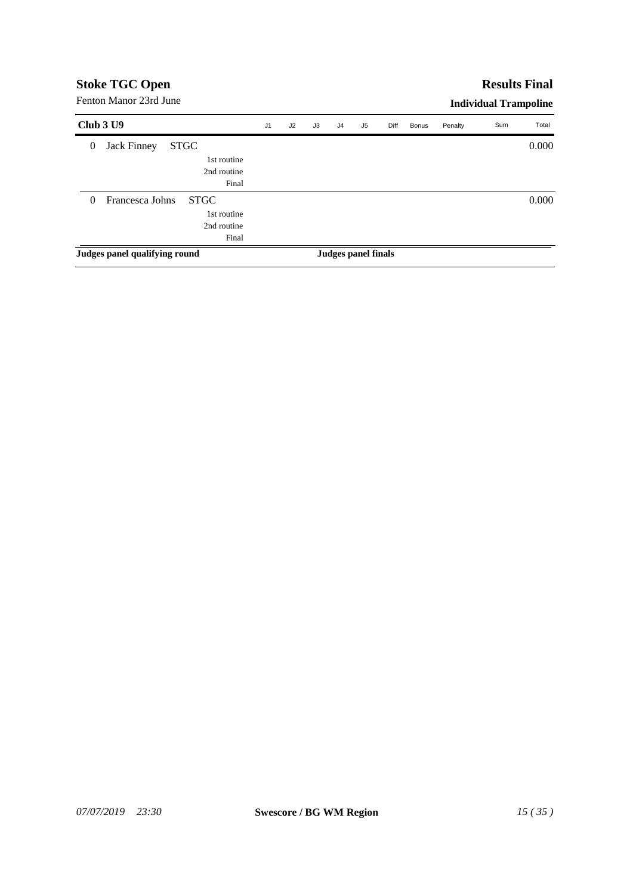**Stoke TGC Open** | **Results Final**

Fenton Manor 23rd June | **Individual Trampoline**

| Club 3 U9 | | | J1 | J2 | J3 | J4 | J5 | Diff | Bonus | Penalty | Sum | Total |
|---|---|---|---|---|---|---|---|---|---|---|---|---|
| 0 | Jack Finney | STGC | | | | | | | | | | 0.000 |
| | | 1st routine | | | | | | | | | | |
| | | 2nd routine | | | | | | | | | | |
| | | Final | | | | | | | | | | |
| 0 | Francesca Johns | STGC | | | | | | | | | | 0.000 |
| | | 1st routine | | | | | | | | | | |
| | | 2nd routine | | | | | | | | | | |
| | | Final | | | | | | | | | | |

**Judges panel qualifying round** | **Judges panel finals**

*07/07/2019 23:30* | **Swescore / BG WM Region**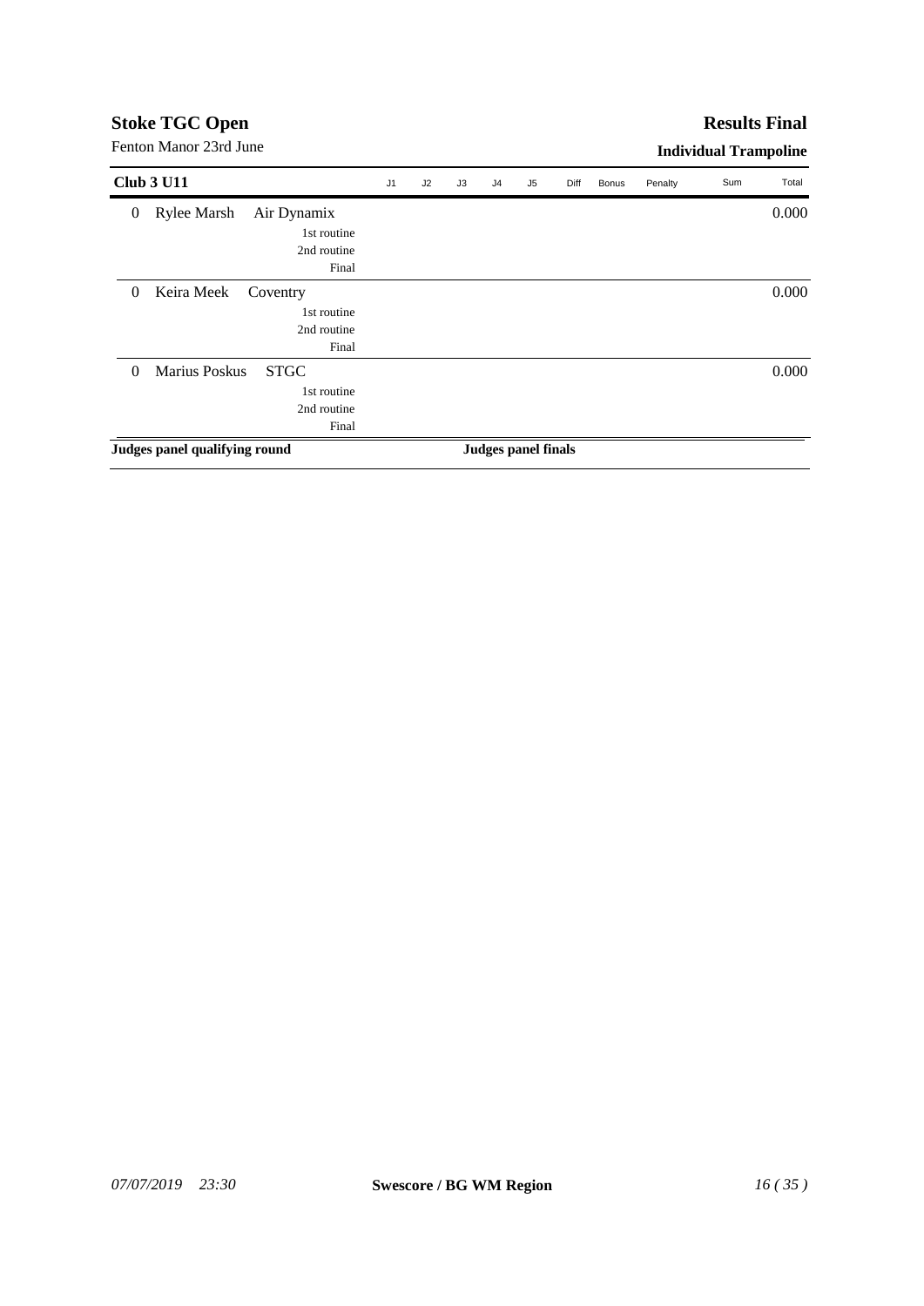## Stoke TGC Open

Fenton Manor 23rd June

**Results Final**

**Individual Trampoline**

| Club 3 U11 | | | J1 | J2 | J3 | J4 | J5 | Diff | Bonus | Penalty | Sum | Total |
|---|---|---|---|---|---|---|---|---|---|---|---|---|
| 0 | Rylee Marsh | Air Dynamix | | | | | | | | | | 0.000 |
| | | 1st routine | | | | | | | | | | |
| | | 2nd routine | | | | | | | | | | |
| | | Final | | | | | | | | | | |
| 0 | Keira Meek | Coventry | | | | | | | | | | 0.000 |
| | | 1st routine | | | | | | | | | | |
| | | 2nd routine | | | | | | | | | | |
| | | Final | | | | | | | | | | |
| 0 | Marius Poskus | STGC | | | | | | | | | | 0.000 |
| | | 1st routine | | | | | | | | | | |
| | | 2nd routine | | | | | | | | | | |
| | | Final | | | | | | | | | | |

**Judges panel qualifying round** **Judges panel finals**

*07/07/2019 23:30* **Swescore / BG WM Region**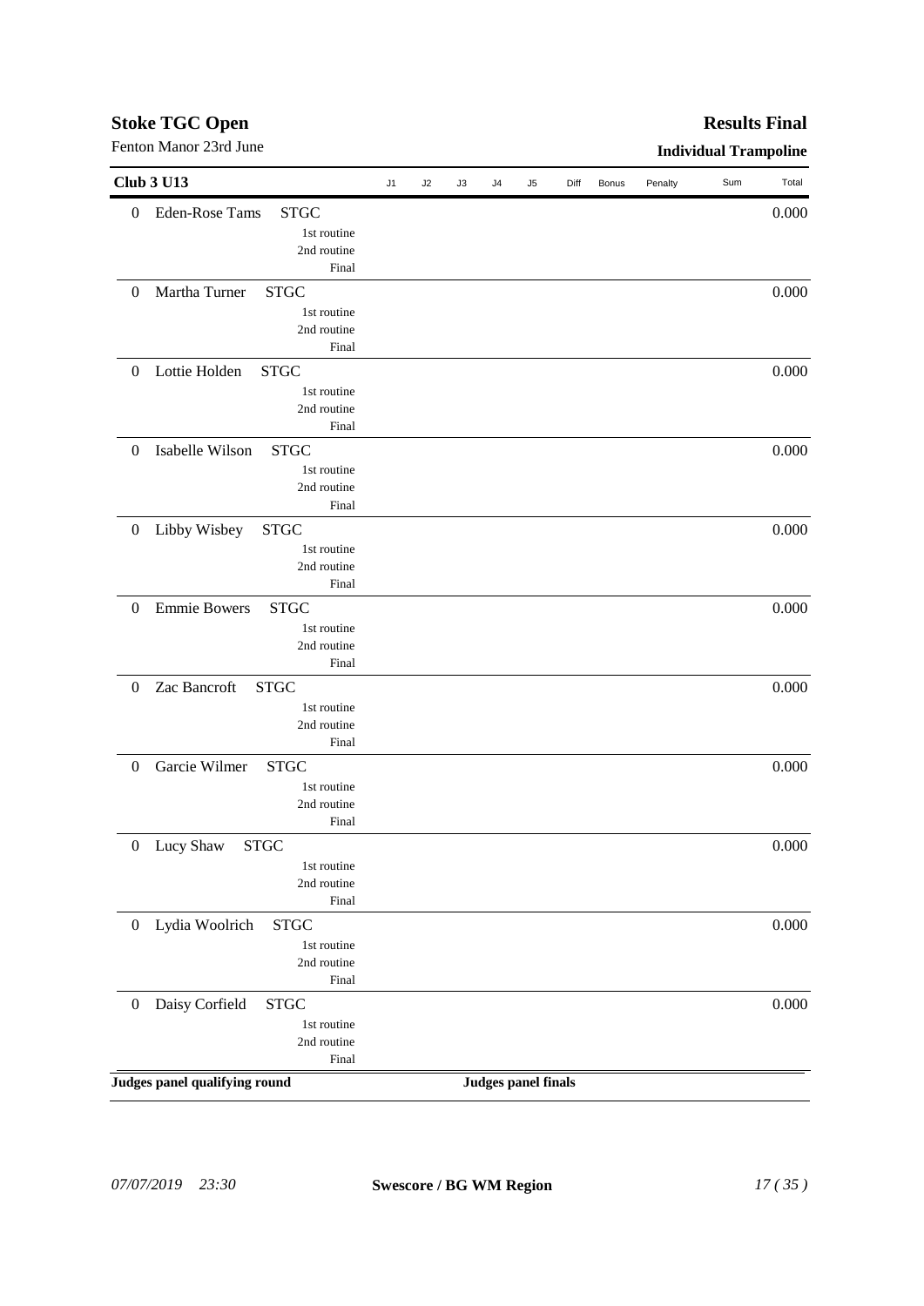# Stoke TGC Open

Fenton Manor 23rd June

**Results Final**

**Individual Trampoline**

## Club 3 U13

| Rank | Name | Club | Routine | J1 | J2 | J3 | J4 | J5 | Diff | Bonus | Penalty | Sum | Total |
|---|---|---|---|---|---|---|---|---|---|---|---|---|---|
| 0 | Eden-Rose Tams | STGC | | | | | | | | | | | 0.000 |
| | | | 1st routine | | | | | | | | | | |
| | | | 2nd routine | | | | | | | | | | |
| | | | Final | | | | | | | | | | |
| 0 | Martha Turner | STGC | | | | | | | | | | | 0.000 |
| | | | 1st routine | | | | | | | | | | |
| | | | 2nd routine | | | | | | | | | | |
| | | | Final | | | | | | | | | | |
| 0 | Lottie Holden | STGC | | | | | | | | | | | 0.000 |
| | | | 1st routine | | | | | | | | | | |
| | | | 2nd routine | | | | | | | | | | |
| | | | Final | | | | | | | | | | |
| 0 | Isabelle Wilson | STGC | | | | | | | | | | | 0.000 |
| | | | 1st routine | | | | | | | | | | |
| | | | 2nd routine | | | | | | | | | | |
| | | | Final | | | | | | | | | | |
| 0 | Libby Wisbey | STGC | | | | | | | | | | | 0.000 |
| | | | 1st routine | | | | | | | | | | |
| | | | 2nd routine | | | | | | | | | | |
| | | | Final | | | | | | | | | | |
| 0 | Emmie Bowers | STGC | | | | | | | | | | | 0.000 |
| | | | 1st routine | | | | | | | | | | |
| | | | 2nd routine | | | | | | | | | | |
| | | | Final | | | | | | | | | | |
| 0 | Zac Bancroft | STGC | | | | | | | | | | | 0.000 |
| | | | 1st routine | | | | | | | | | | |
| | | | 2nd routine | | | | | | | | | | |
| | | | Final | | | | | | | | | | |
| 0 | Garcie Wilmer | STGC | | | | | | | | | | | 0.000 |
| | | | 1st routine | | | | | | | | | | |
| | | | 2nd routine | | | | | | | | | | |
| | | | Final | | | | | | | | | | |
| 0 | Lucy Shaw | STGC | | | | | | | | | | | 0.000 |
| | | | 1st routine | | | | | | | | | | |
| | | | 2nd routine | | | | | | | | | | |
| | | | Final | | | | | | | | | | |
| 0 | Lydia Woolrich | STGC | | | | | | | | | | | 0.000 |
| | | | 1st routine | | | | | | | | | | |
| | | | 2nd routine | | | | | | | | | | |
| | | | Final | | | | | | | | | | |
| 0 | Daisy Corfield | STGC | | | | | | | | | | | 0.000 |
| | | | 1st routine | | | | | | | | | | |
| | | | 2nd routine | | | | | | | | | | |
| | | | Final | | | | | | | | | | |

**Judges panel qualifying round** **Judges panel finals**

*07/07/2019 23:30* **Swescore / BG WM Region**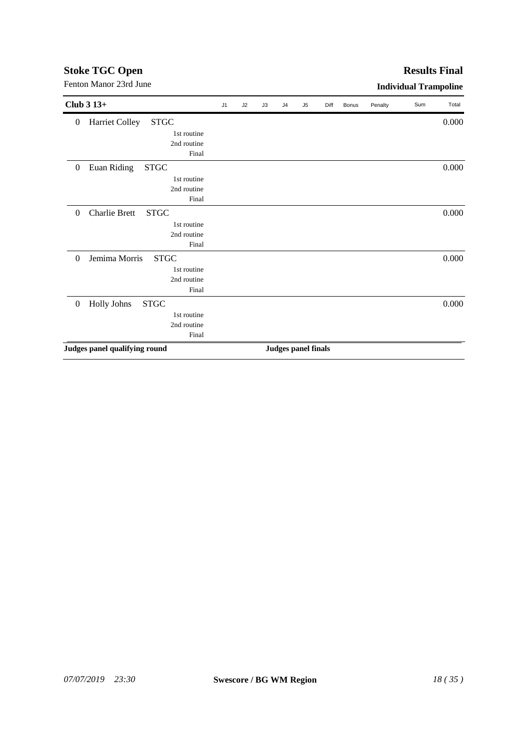## Stoke TGC Open

Fenton Manor 23rd June

## Results Final

**Individual Trampoline**

| Club 3 13+ | | | J1 | J2 | J3 | J4 | J5 | Diff | Bonus | Penalty | Sum | Total |
|---|---|---|---|---|---|---|---|---|---|---|---|---|
| 0 | Harriet Colley | STGC | | | | | | | | | | 0.000 |
| | | 1st routine | | | | | | | | | | |
| | | 2nd routine | | | | | | | | | | |
| | | Final | | | | | | | | | | |
| 0 | Euan Riding | STGC | | | | | | | | | | 0.000 |
| | | 1st routine | | | | | | | | | | |
| | | 2nd routine | | | | | | | | | | |
| | | Final | | | | | | | | | | |
| 0 | Charlie Brett | STGC | | | | | | | | | | 0.000 |
| | | 1st routine | | | | | | | | | | |
| | | 2nd routine | | | | | | | | | | |
| | | Final | | | | | | | | | | |
| 0 | Jemima Morris | STGC | | | | | | | | | | 0.000 |
| | | 1st routine | | | | | | | | | | |
| | | 2nd routine | | | | | | | | | | |
| | | Final | | | | | | | | | | |
| 0 | Holly Johns | STGC | | | | | | | | | | 0.000 |
| | | 1st routine | | | | | | | | | | |
| | | 2nd routine | | | | | | | | | | |
| | | Final | | | | | | | | | | |

**Judges panel qualifying round** **Judges panel finals**

*07/07/2019 23:30* **Swescore / BG WM Region**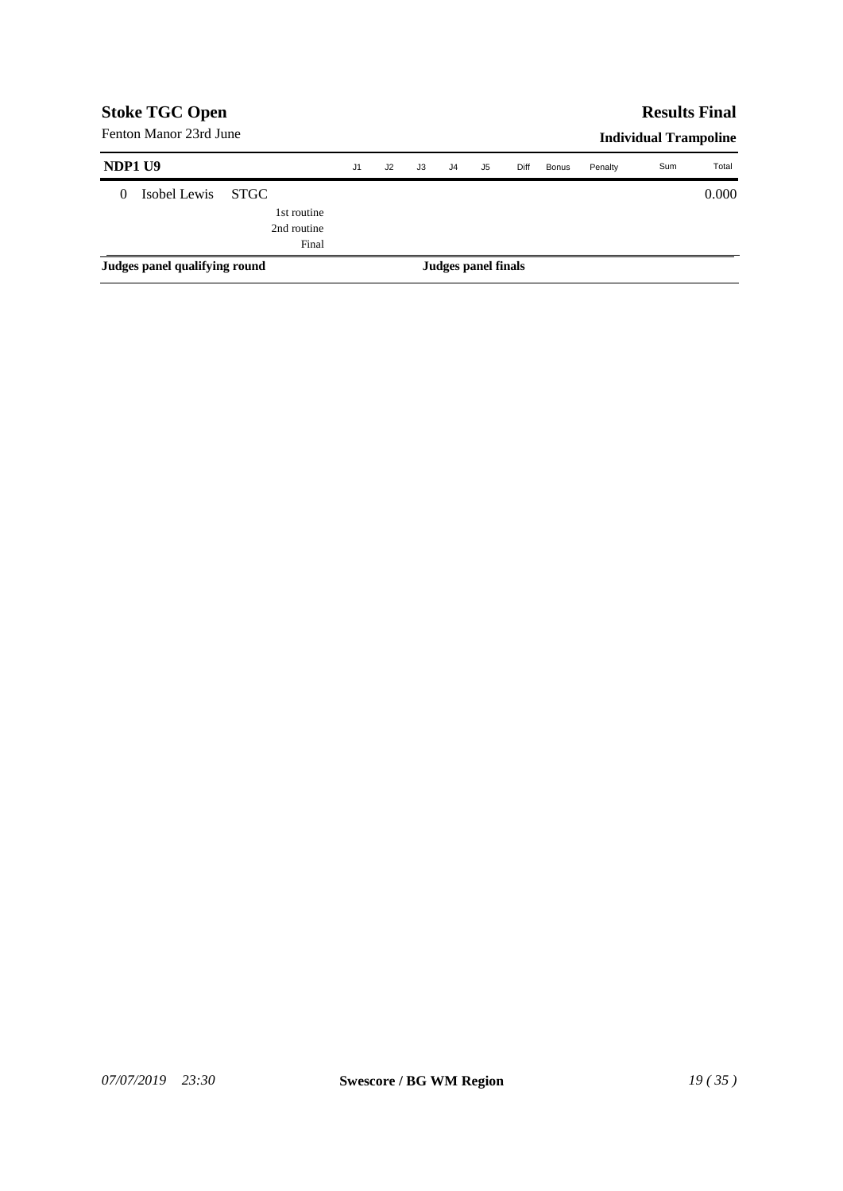**Stoke TGC Open**

Fenton Manor 23rd June

**Results Final**

**Individual Trampoline**

| NDP1 U9 | | J1 | J2 | J3 | J4 | J5 | Diff | Bonus | Penalty | Sum | Total |
|---|---|---|---|---|---|---|---|---|---|---|---|
| 0 Isobel Lewis STGC | | | | | | | | | | | 0.000 |
| | 1st routine | | | | | | | | | | |
| | 2nd routine | | | | | | | | | | |
| | Final | | | | | | | | | | |

**Judges panel qualifying round** **Judges panel finals**

*07/07/2019 23:30* **Swescore / BG WM Region**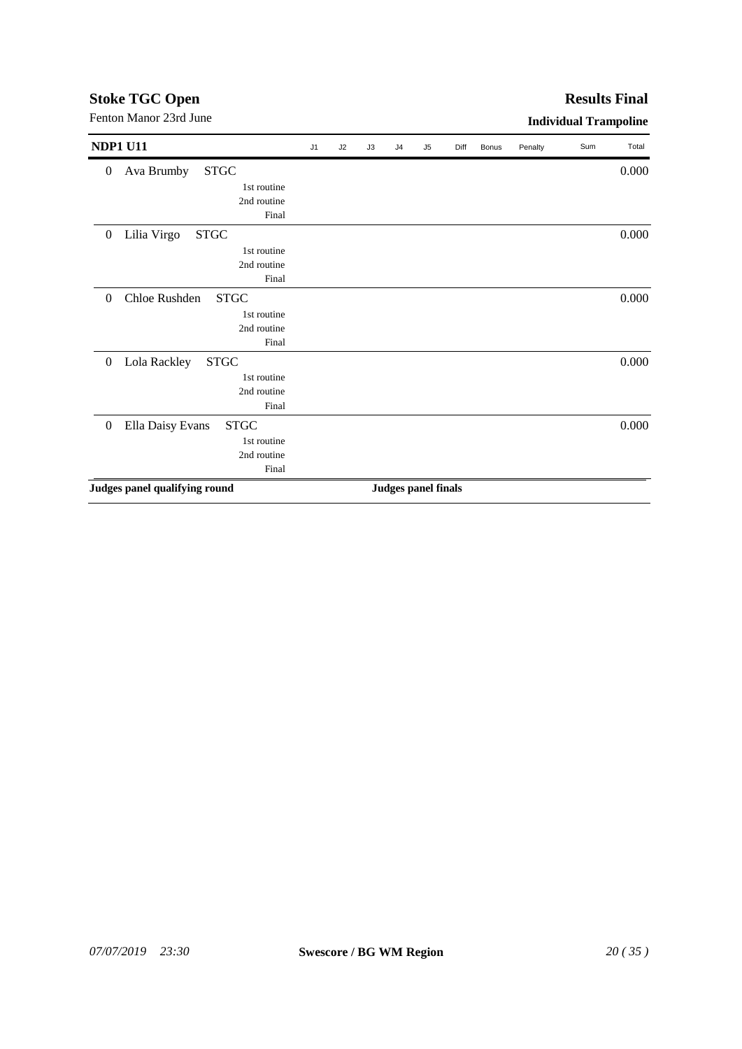# Stoke TGC Open

Fenton Manor 23rd June

## Results Final

### Individual Trampoline

| NDP1 U11 | | | J1 | J2 | J3 | J4 | J5 | Diff | Bonus | Penalty | Sum | Total |
|---|---|---|---|---|---|---|---|---|---|---|---|---|
| 0 | Ava Brumby | STGC | | | | | | | | | | 0.000 |
| | | 1st routine | | | | | | | | | | |
| | | 2nd routine | | | | | | | | | | |
| | | Final | | | | | | | | | | |
| 0 | Lilia Virgo | STGC | | | | | | | | | | 0.000 |
| | | 1st routine | | | | | | | | | | |
| | | 2nd routine | | | | | | | | | | |
| | | Final | | | | | | | | | | |
| 0 | Chloe Rushden | STGC | | | | | | | | | | 0.000 |
| | | 1st routine | | | | | | | | | | |
| | | 2nd routine | | | | | | | | | | |
| | | Final | | | | | | | | | | |
| 0 | Lola Rackley | STGC | | | | | | | | | | 0.000 |
| | | 1st routine | | | | | | | | | | |
| | | 2nd routine | | | | | | | | | | |
| | | Final | | | | | | | | | | |
| 0 | Ella Daisy Evans | STGC | | | | | | | | | | 0.000 |
| | | 1st routine | | | | | | | | | | |
| | | 2nd routine | | | | | | | | | | |
| | | Final | | | | | | | | | | |

**Judges panel qualifying round** **Judges panel finals**

*07/07/2019 23:30* **Swescore / BG WM Region**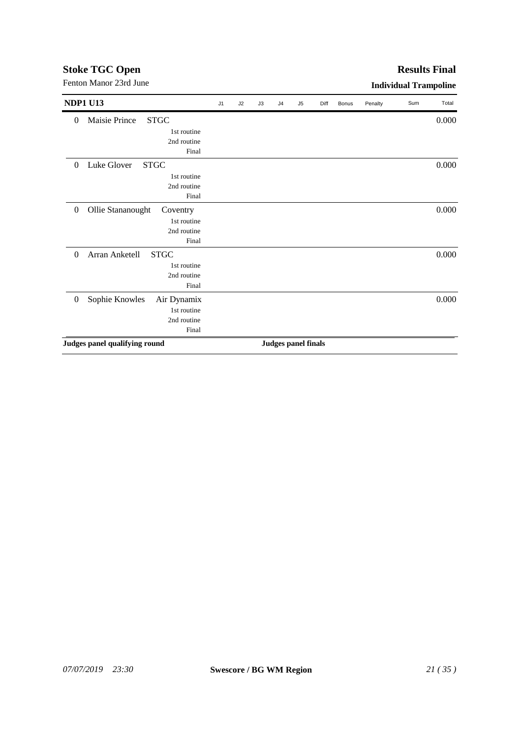**Stoke TGC Open**

Fenton Manor 23rd June

**Results Final**

**Individual Trampoline**

| NDP1 U13 | | J1 | J2 | J3 | J4 | J5 | Diff | Bonus | Penalty | Sum | Total |
|---|---|---|---|---|---|---|---|---|---|---|---|
| 0 | Maisie Prince STGC | | | | | | | | | | 0.000 |
| | 1st routine | | | | | | | | | | |
| | 2nd routine | | | | | | | | | | |
| | Final | | | | | | | | | | |
| 0 | Luke Glover STGC | | | | | | | | | | 0.000 |
| | 1st routine | | | | | | | | | | |
| | 2nd routine | | | | | | | | | | |
| | Final | | | | | | | | | | |
| 0 | Ollie Stananought Coventry | | | | | | | | | | 0.000 |
| | 1st routine | | | | | | | | | | |
| | 2nd routine | | | | | | | | | | |
| | Final | | | | | | | | | | |
| 0 | Arran Anketell STGC | | | | | | | | | | 0.000 |
| | 1st routine | | | | | | | | | | |
| | 2nd routine | | | | | | | | | | |
| | Final | | | | | | | | | | |
| 0 | Sophie Knowles Air Dynamix | | | | | | | | | | 0.000 |
| | 1st routine | | | | | | | | | | |
| | 2nd routine | | | | | | | | | | |
| | Final | | | | | | | | | | |

**Judges panel qualifying round** **Judges panel finals**

*07/07/2019 23:30* **Swescore / BG WM Region**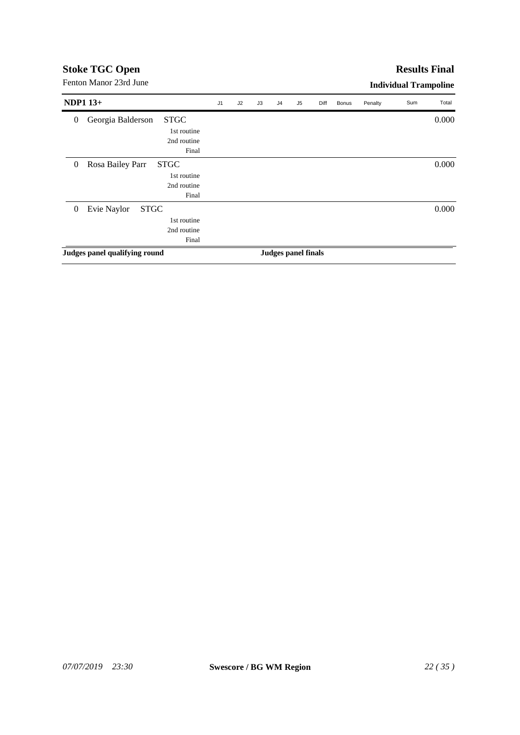**Stoke TGC Open**

Fenton Manor 23rd June

**Results Final**

**Individual Trampoline**

| **NDP1 13+** | | J1 | J2 | J3 | J4 | J5 | Diff | Bonus | Penalty | Sum | Total |
|---|---|---|---|---|---|---|---|---|---|---|---|
| 0 | Georgia Balderson STGC | | | | | | | | | | 0.000 |
| | 1st routine | | | | | | | | | | |
| | 2nd routine | | | | | | | | | | |
| | Final | | | | | | | | | | |
| 0 | Rosa Bailey Parr STGC | | | | | | | | | | 0.000 |
| | 1st routine | | | | | | | | | | |
| | 2nd routine | | | | | | | | | | |
| | Final | | | | | | | | | | |
| 0 | Evie Naylor STGC | | | | | | | | | | 0.000 |
| | 1st routine | | | | | | | | | | |
| | 2nd routine | | | | | | | | | | |
| | Final | | | | | | | | | | |

**Judges panel qualifying round** **Judges panel finals**

*07/07/2019 23:30* **Swescore / BG WM Region**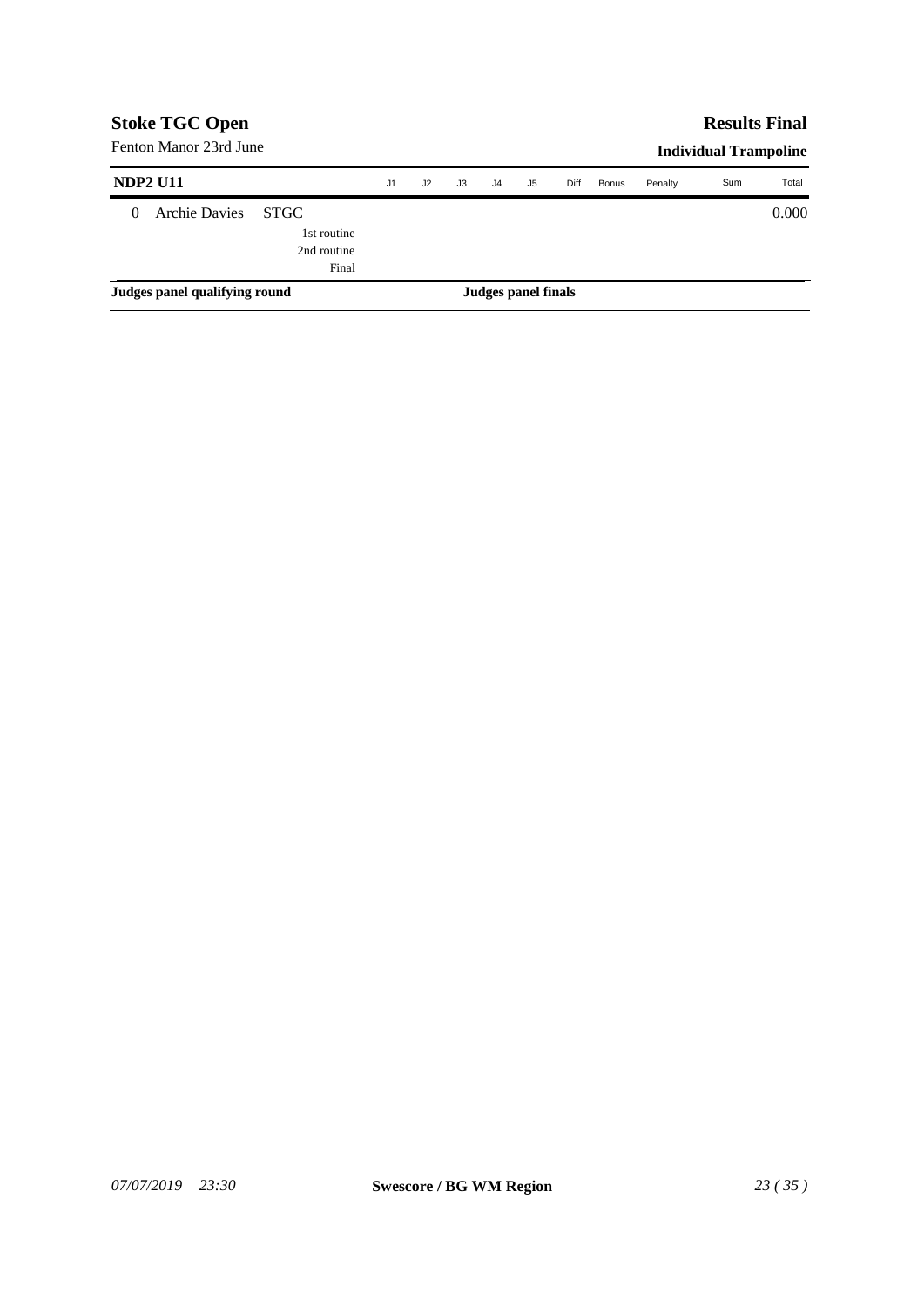**Stoke TGC Open**

Fenton Manor 23rd June

**Results Final**

**Individual Trampoline**

| **NDP2 U11** | | J1 | J2 | J3 | J4 | J5 | Diff | Bonus | Penalty | Sum | Total |
|---|---|---|---|---|---|---|---|---|---|---|---|
| 0 Archie Davies | STGC | | | | | | | | | | 0.000 |
| | 1st routine | | | | | | | | | | |
| | 2nd routine | | | | | | | | | | |
| | Final | | | | | | | | | | |

**Judges panel qualifying round** **Judges panel finals**

*07/07/2019 23:30* **Swescore / BG WM Region**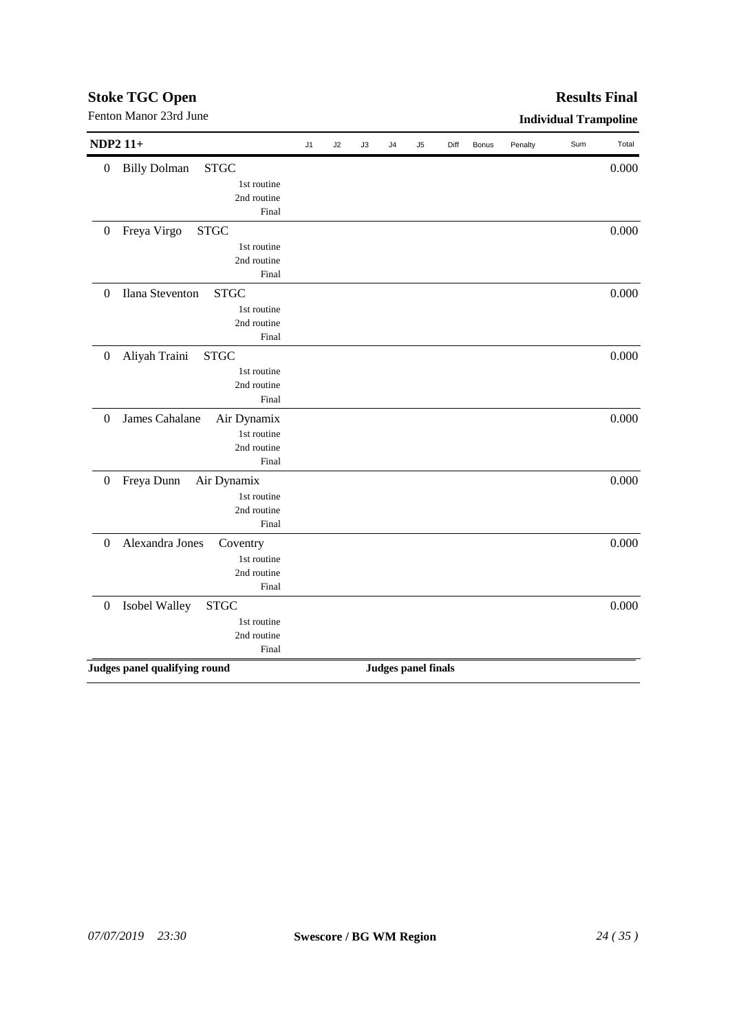## Stoke TGC Open

Fenton Manor 23rd June

## Results Final

### Individual Trampoline

| NDP2 11+ | | | J1 | J2 | J3 | J4 | J5 | Diff | Bonus | Penalty | Sum | Total |
|---|---|---|---|---|---|---|---|---|---|---|---|---|
| 0 | Billy Dolman | STGC | | | | | | | | | | 0.000 |
| | | 1st routine | | | | | | | | | | |
| | | 2nd routine | | | | | | | | | | |
| | | Final | | | | | | | | | | |
| 0 | Freya Virgo | STGC | | | | | | | | | | 0.000 |
| | | 1st routine | | | | | | | | | | |
| | | 2nd routine | | | | | | | | | | |
| | | Final | | | | | | | | | | |
| 0 | Ilana Steventon | STGC | | | | | | | | | | 0.000 |
| | | 1st routine | | | | | | | | | | |
| | | 2nd routine | | | | | | | | | | |
| | | Final | | | | | | | | | | |
| 0 | Aliyah Traini | STGC | | | | | | | | | | 0.000 |
| | | 1st routine | | | | | | | | | | |
| | | 2nd routine | | | | | | | | | | |
| | | Final | | | | | | | | | | |
| 0 | James Cahalane | Air Dynamix | | | | | | | | | | 0.000 |
| | | 1st routine | | | | | | | | | | |
| | | 2nd routine | | | | | | | | | | |
| | | Final | | | | | | | | | | |
| 0 | Freya Dunn | Air Dynamix | | | | | | | | | | 0.000 |
| | | 1st routine | | | | | | | | | | |
| | | 2nd routine | | | | | | | | | | |
| | | Final | | | | | | | | | | |
| 0 | Alexandra Jones | Coventry | | | | | | | | | | 0.000 |
| | | 1st routine | | | | | | | | | | |
| | | 2nd routine | | | | | | | | | | |
| | | Final | | | | | | | | | | |
| 0 | Isobel Walley | STGC | | | | | | | | | | 0.000 |
| | | 1st routine | | | | | | | | | | |
| | | 2nd routine | | | | | | | | | | |
| | | Final | | | | | | | | | | |

**Judges panel qualifying round** **Judges panel finals**

*07/07/2019 23:30* **Swescore / BG WM Region**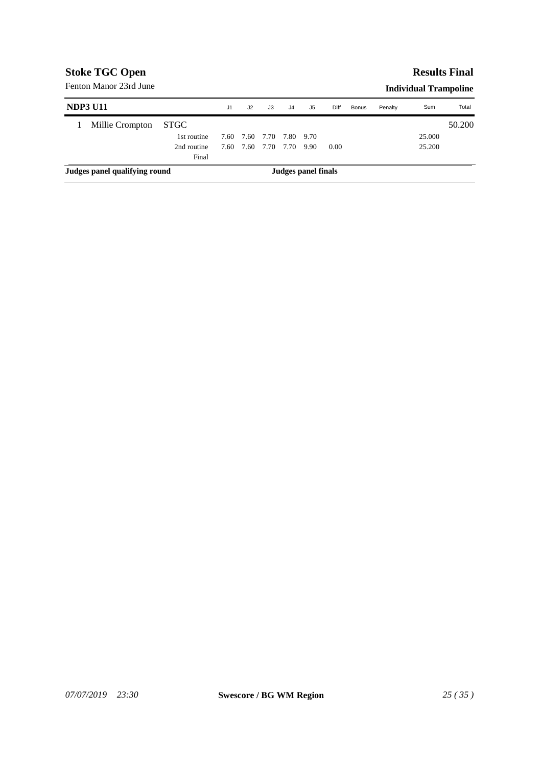**Stoke TGC Open**

Fenton Manor 23rd June

**Results Final**

**Individual Trampoline**

| NDP3 U11 | | | J1 | J2 | J3 | J4 | J5 | Diff | Bonus | Penalty | Sum | Total |
|---|---|---|---|---|---|---|---|---|---|---|---|---|
| 1 | Millie Crompton | STGC | | | | | | | | | | 50.200 |
| | | 1st routine | 7.60 | 7.60 | 7.70 | 7.80 | 9.70 | | | | 25.000 | |
| | | 2nd routine | 7.60 | 7.60 | 7.70 | 7.70 | 9.90 | 0.00 | | | 25.200 | |
| | | Final | | | | | | | | | | |

**Judges panel qualifying round**

**Judges panel finals**

*07/07/2019 23:30*

**Swescore / BG WM Region**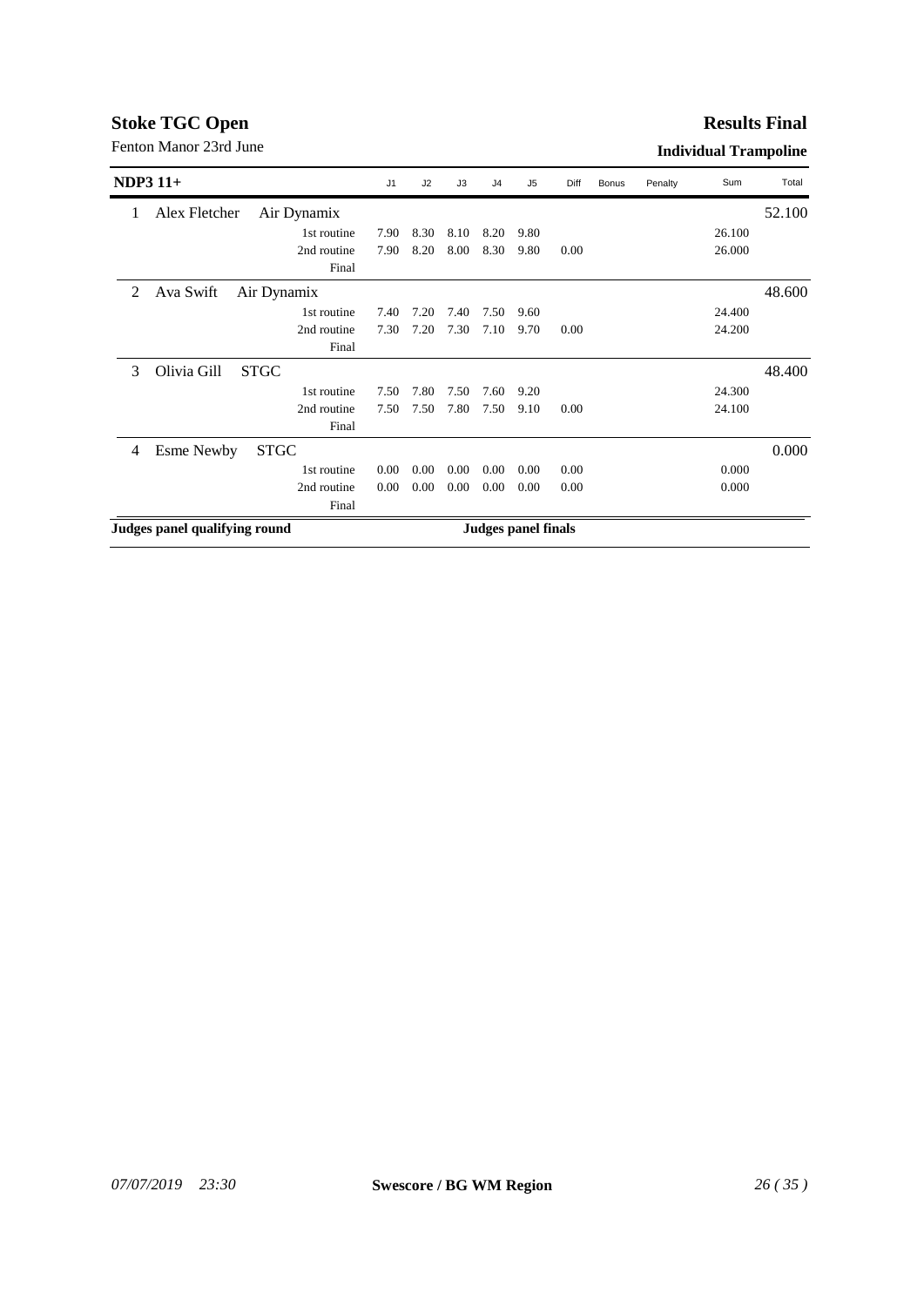**Stoke TGC Open**

Fenton Manor 23rd June

**Results Final**

**Individual Trampoline**

| NDP3 11+ | | | J1 | J2 | J3 | J4 | J5 | Diff | Bonus | Penalty | Sum | Total |
|---|---|---|---|---|---|---|---|---|---|---|---|---|
| 1 | Alex Fletcher | Air Dynamix | | | | | | | | | | 52.100 |
| | | 1st routine | 7.90 | 8.30 | 8.10 | 8.20 | 9.80 | | | | 26.100 | |
| | | 2nd routine | 7.90 | 8.20 | 8.00 | 8.30 | 9.80 | 0.00 | | | 26.000 | |
| | | Final | | | | | | | | | | |
| 2 | Ava Swift | Air Dynamix | | | | | | | | | | 48.600 |
| | | 1st routine | 7.40 | 7.20 | 7.40 | 7.50 | 9.60 | | | | 24.400 | |
| | | 2nd routine | 7.30 | 7.20 | 7.30 | 7.10 | 9.70 | 0.00 | | | 24.200 | |
| | | Final | | | | | | | | | | |
| 3 | Olivia Gill | STGC | | | | | | | | | | 48.400 |
| | | 1st routine | 7.50 | 7.80 | 7.50 | 7.60 | 9.20 | | | | 24.300 | |
| | | 2nd routine | 7.50 | 7.50 | 7.80 | 7.50 | 9.10 | 0.00 | | | 24.100 | |
| | | Final | | | | | | | | | | |
| 4 | Esme Newby | STGC | | | | | | | | | | 0.000 |
| | | 1st routine | 0.00 | 0.00 | 0.00 | 0.00 | 0.00 | 0.00 | | | 0.000 | |
| | | 2nd routine | 0.00 | 0.00 | 0.00 | 0.00 | 0.00 | 0.00 | | | 0.000 | |
| | | Final | | | | | | | | | | |

**Judges panel qualifying round** **Judges panel finals**

*07/07/2019 23:30* **Swescore / BG WM Region**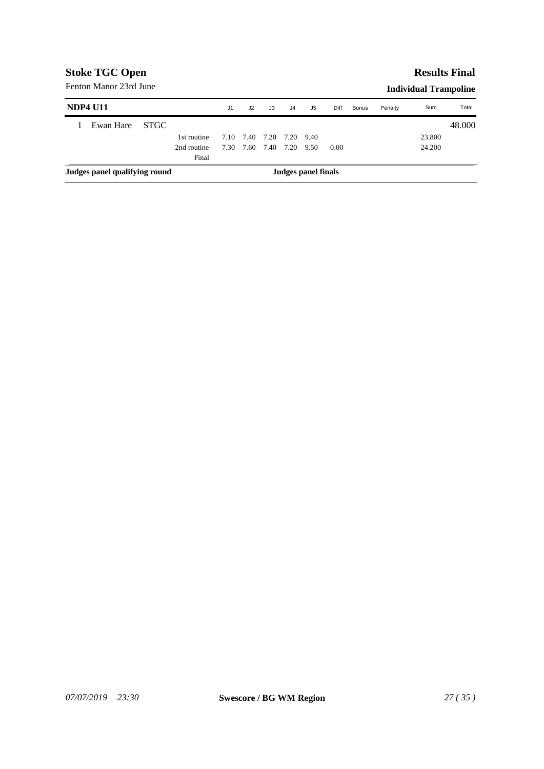**Stoke TGC Open**

Fenton Manor 23rd June

**Results Final**

**Individual Trampoline**

| **NDP4 U11** | | | J1 | J2 | J3 | J4 | J5 | Diff | Bonus | Penalty | Sum | Total |
|---|---|---|---|---|---|---|---|---|---|---|---|---|
| 1 | Ewan Hare | STGC | | | | | | | | | | 48.000 |
| | | 1st routine | 7.10 | 7.40 | 7.20 | 7.20 | 9.40 | | | | 23.800 | |
| | | 2nd routine | 7.30 | 7.60 | 7.40 | 7.20 | 9.50 | 0.00 | | | 24.200 | |
| | | Final | | | | | | | | | | |

**Judges panel qualifying round** **Judges panel finals**

*07/07/2019 23:30* **Swescore / BG WM Region**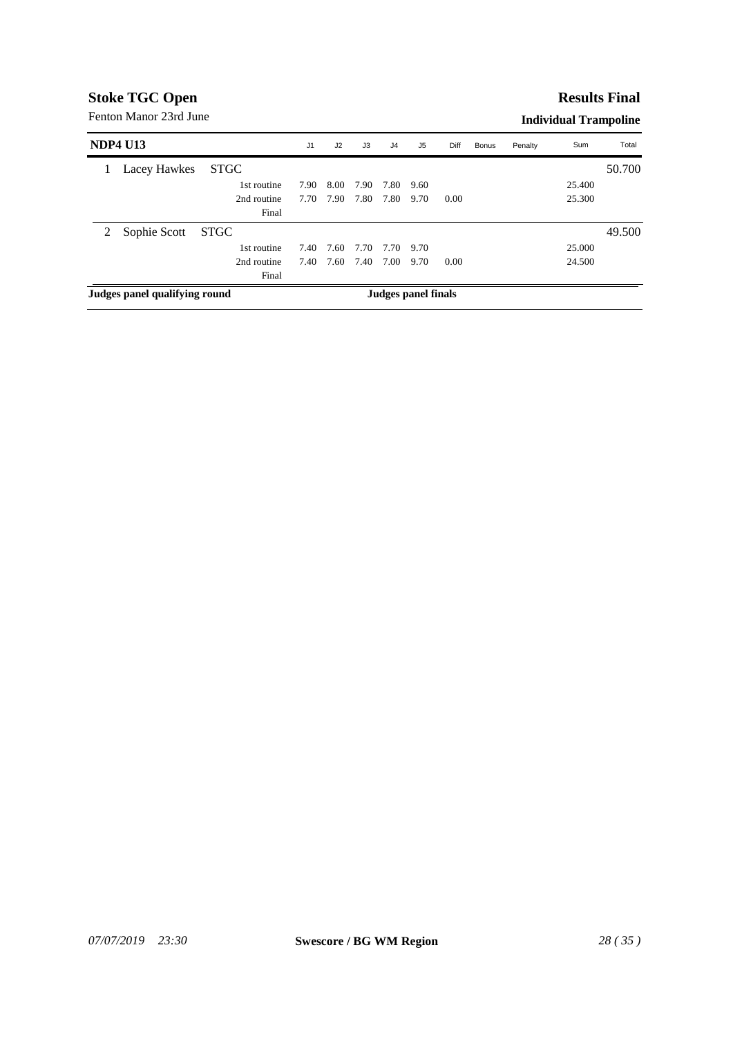**Stoke TGC Open**

Fenton Manor 23rd June

**Results Final**

**Individual Trampoline**

| NDP4 U13 | | | J1 | J2 | J3 | J4 | J5 | Diff | Bonus | Penalty | Sum | Total |
|---|---|---|---|---|---|---|---|---|---|---|---|---|
| 1 | Lacey Hawkes | STGC | | | | | | | | | | 50.700 |
| | | 1st routine | 7.90 | 8.00 | 7.90 | 7.80 | 9.60 | | | | 25.400 | |
| | | 2nd routine | 7.70 | 7.90 | 7.80 | 7.80 | 9.70 | 0.00 | | | 25.300 | |
| | | Final | | | | | | | | | | |
| 2 | Sophie Scott | STGC | | | | | | | | | | 49.500 |
| | | 1st routine | 7.40 | 7.60 | 7.70 | 7.70 | 9.70 | | | | 25.000 | |
| | | 2nd routine | 7.40 | 7.60 | 7.40 | 7.00 | 9.70 | 0.00 | | | 24.500 | |
| | | Final | | | | | | | | | | |

**Judges panel qualifying round** **Judges panel finals**

*07/07/2019 23:30* **Swescore / BG WM Region**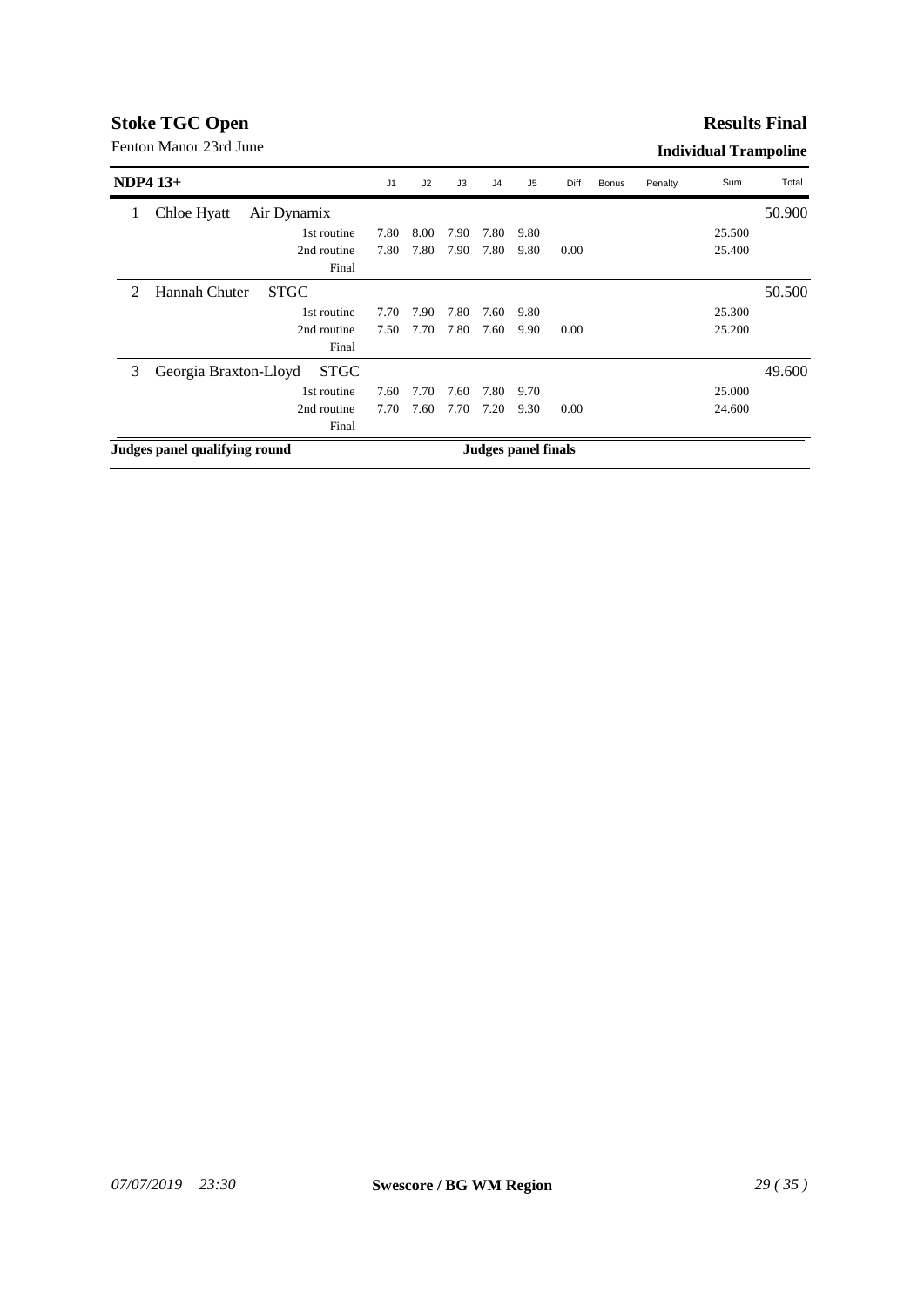**Stoke TGC Open**

Fenton Manor 23rd June

**Results Final**

**Individual Trampoline**

| NDP4 13+ | | J1 | J2 | J3 | J4 | J5 | Diff | Bonus | Penalty | Sum | Total |
|---|---|---|---|---|---|---|---|---|---|---|---|
| 1 | Chloe Hyatt Air Dynamix | | | | | | | | | | 50.900 |
| | 1st routine | 7.80 | 8.00 | 7.90 | 7.80 | 9.80 | | | | 25.500 | |
| | 2nd routine | 7.80 | 7.80 | 7.90 | 7.80 | 9.80 | 0.00 | | | 25.400 | |
| | Final | | | | | | | | | | |
| 2 | Hannah Chuter STGC | | | | | | | | | | 50.500 |
| | 1st routine | 7.70 | 7.90 | 7.80 | 7.60 | 9.80 | | | | 25.300 | |
| | 2nd routine | 7.50 | 7.70 | 7.80 | 7.60 | 9.90 | 0.00 | | | 25.200 | |
| | Final | | | | | | | | | | |
| 3 | Georgia Braxton-Lloyd STGC | | | | | | | | | | 49.600 |
| | 1st routine | 7.60 | 7.70 | 7.60 | 7.80 | 9.70 | | | | 25.000 | |
| | 2nd routine | 7.70 | 7.60 | 7.70 | 7.20 | 9.30 | 0.00 | | | 24.600 | |
| | Final | | | | | | | | | | |

**Judges panel qualifying round** | **Judges panel finals**

*07/07/2019 23:30* **Swescore / BG WM Region**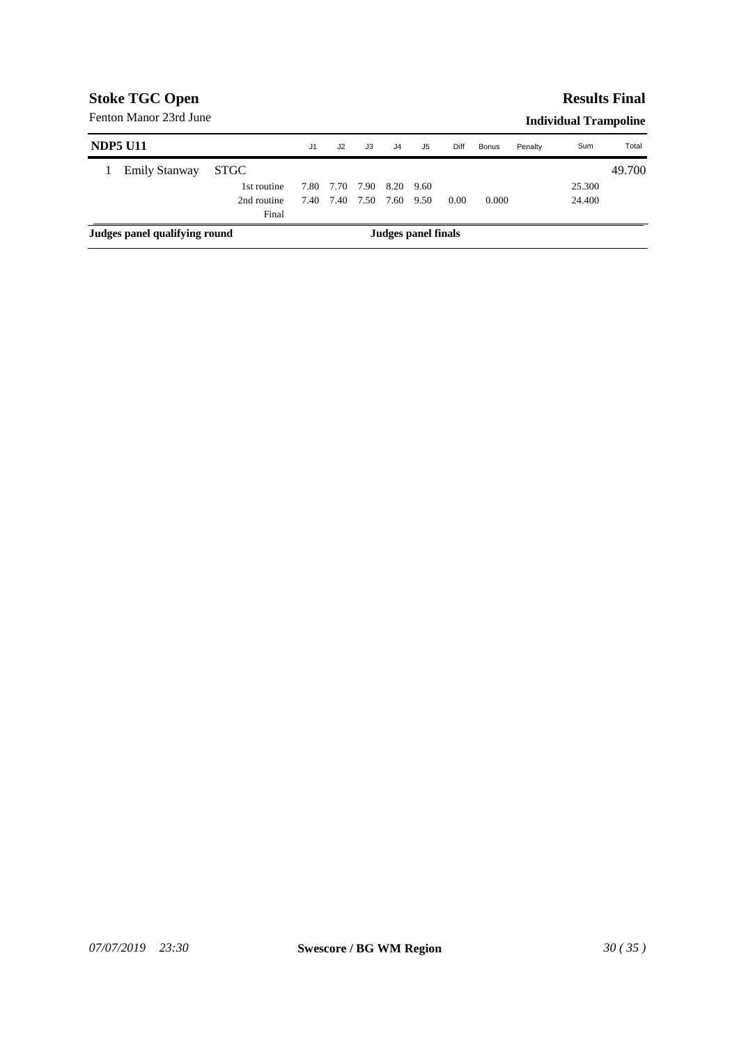## Stoke TGC Open

Fenton Manor 23rd June

## Results Final

### Individual Trampoline

| NDP5 U11 | | | J1 | J2 | J3 | J4 | J5 | Diff | Bonus | Penalty | Sum | Total |
|---|---|---|---|---|---|---|---|---|---|---|---|---|
| 1 | Emily Stanway | STGC | | | | | | | | | | 49.700 |
| | | 1st routine | 7.80 | 7.70 | 7.90 | 8.20 | 9.60 | | | | 25.300 | |
| | | 2nd routine | 7.40 | 7.40 | 7.50 | 7.60 | 9.50 | 0.00 | 0.000 | | 24.400 | |
| | | Final | | | | | | | | | | |

**Judges panel qualifying round** **Judges panel finals**

*07/07/2019 23:30* **Swescore / BG WM Region**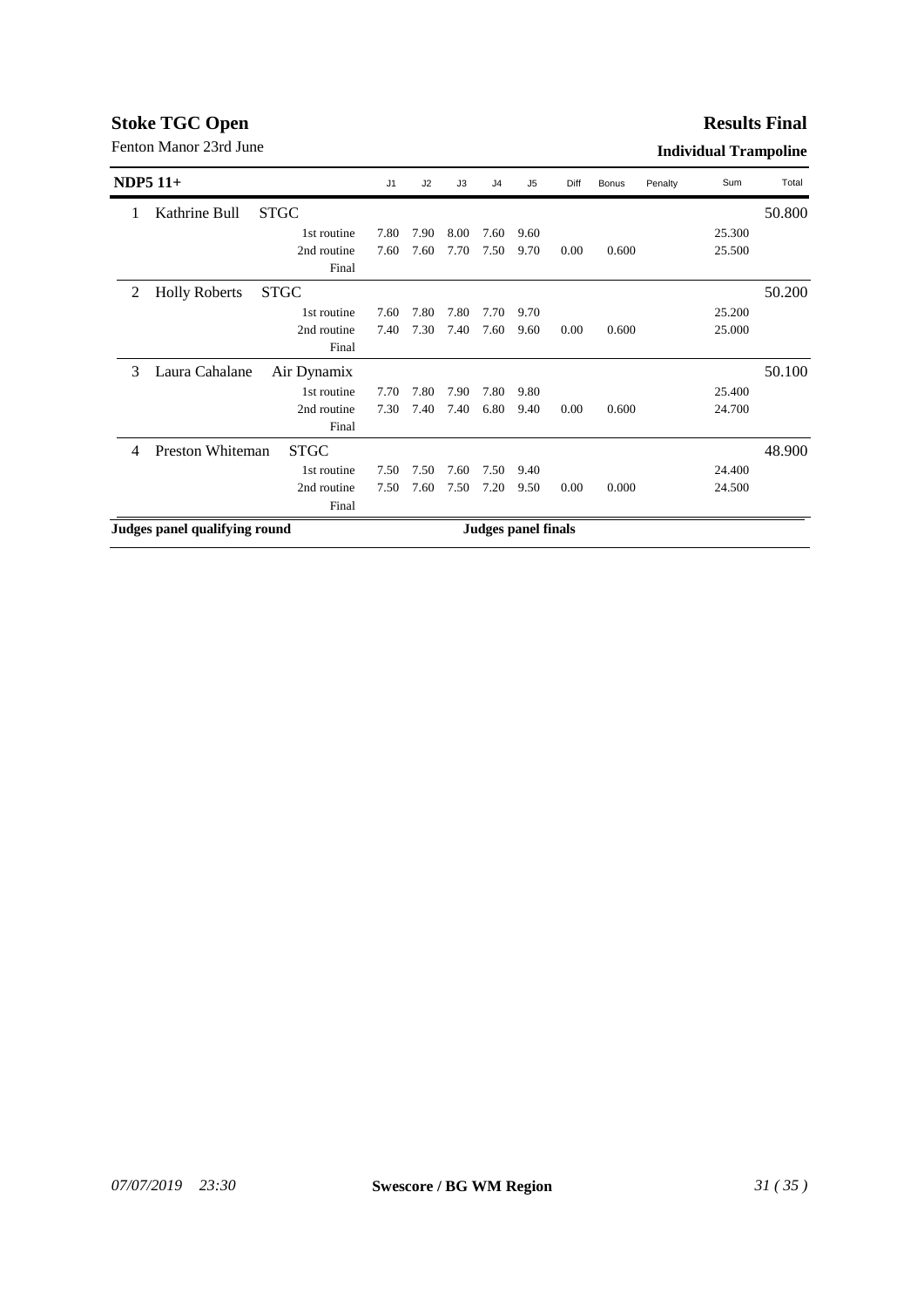## Stoke TGC Open

Fenton Manor 23rd June

## Results Final

**Individual Trampoline**

| NDP5 11+ | | | J1 | J2 | J3 | J4 | J5 | Diff | Bonus | Penalty | Sum | Total |
|---|---|---|---|---|---|---|---|---|---|---|---|---|
| 1 | Kathrine Bull | STGC | | | | | | | | | | 50.800 |
| | | 1st routine | 7.80 | 7.90 | 8.00 | 7.60 | 9.60 | | | | 25.300 | |
| | | 2nd routine | 7.60 | 7.60 | 7.70 | 7.50 | 9.70 | 0.00 | 0.600 | | 25.500 | |
| | | Final | | | | | | | | | | |
| 2 | Holly Roberts | STGC | | | | | | | | | | 50.200 |
| | | 1st routine | 7.60 | 7.80 | 7.80 | 7.70 | 9.70 | | | | 25.200 | |
| | | 2nd routine | 7.40 | 7.30 | 7.40 | 7.60 | 9.60 | 0.00 | 0.600 | | 25.000 | |
| | | Final | | | | | | | | | | |
| 3 | Laura Cahalane | Air Dynamix | | | | | | | | | | 50.100 |
| | | 1st routine | 7.70 | 7.80 | 7.90 | 7.80 | 9.80 | | | | 25.400 | |
| | | 2nd routine | 7.30 | 7.40 | 7.40 | 6.80 | 9.40 | 0.00 | 0.600 | | 24.700 | |
| | | Final | | | | | | | | | | |
| 4 | Preston Whiteman | STGC | | | | | | | | | | 48.900 |
| | | 1st routine | 7.50 | 7.50 | 7.60 | 7.50 | 9.40 | | | | 24.400 | |
| | | 2nd routine | 7.50 | 7.60 | 7.50 | 7.20 | 9.50 | 0.00 | 0.000 | | 24.500 | |
| | | Final | | | | | | | | | | |

**Judges panel qualifying round** | **Judges panel finals**

*07/07/2019 23:30* | **Swescore / BG WM Region**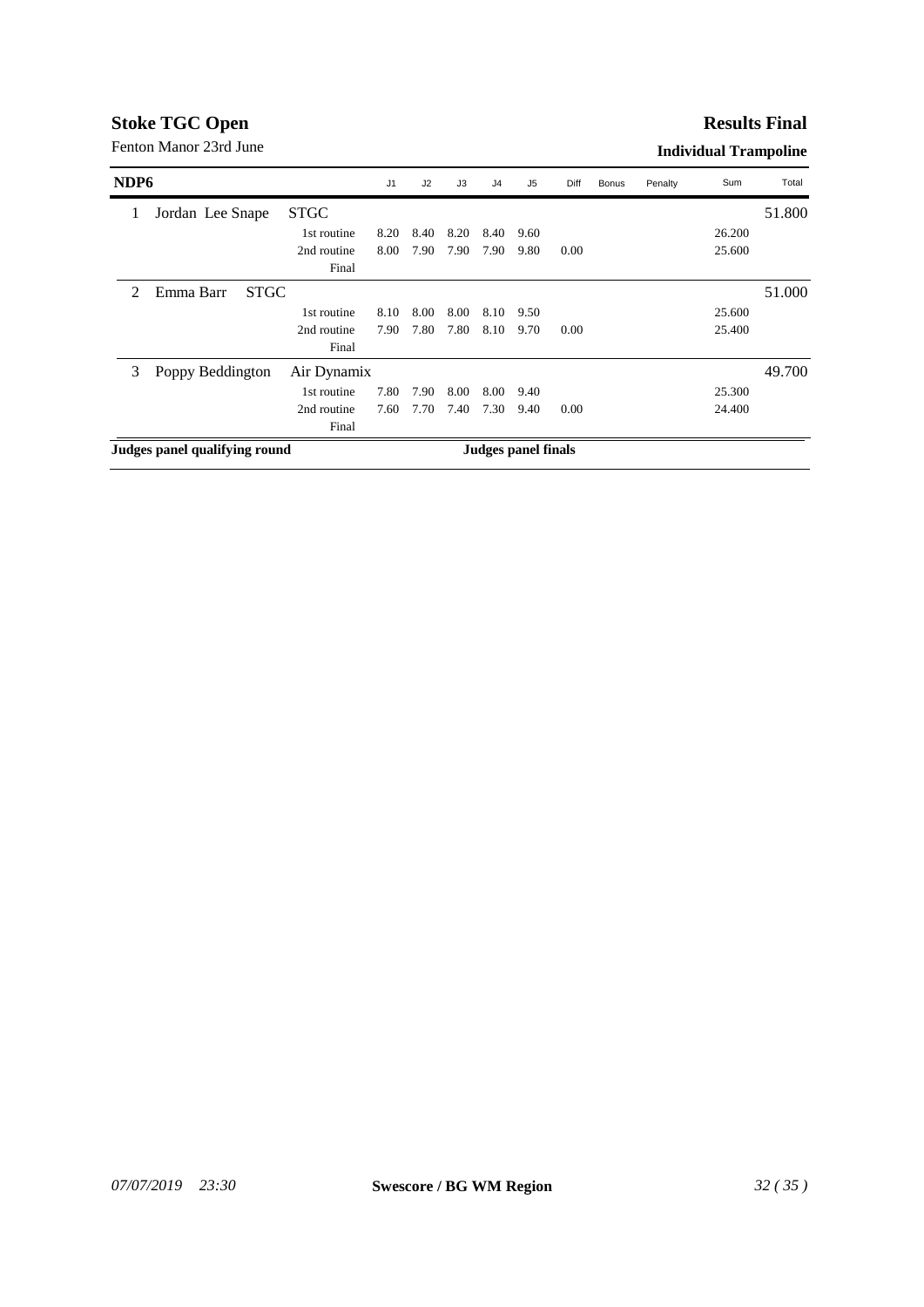**Stoke TGC Open**

Fenton Manor 23rd June

**Results Final**

**Individual Trampoline**

| NDP6 | | | J1 | J2 | J3 | J4 | J5 | Diff | Bonus | Penalty | Sum | Total |
|---|---|---|---|---|---|---|---|---|---|---|---|---|
| 1 | Jordan Lee Snape | STGC | | | | | | | | | | 51.800 |
| | | 1st routine | 8.20 | 8.40 | 8.20 | 8.40 | 9.60 | | | | 26.200 | |
| | | 2nd routine | 8.00 | 7.90 | 7.90 | 7.90 | 9.80 | 0.00 | | | 25.600 | |
| | | Final | | | | | | | | | | |
| 2 | Emma Barr | STGC | | | | | | | | | | 51.000 |
| | | 1st routine | 8.10 | 8.00 | 8.00 | 8.10 | 9.50 | | | | 25.600 | |
| | | 2nd routine | 7.90 | 7.80 | 7.80 | 8.10 | 9.70 | 0.00 | | | 25.400 | |
| | | Final | | | | | | | | | | |
| 3 | Poppy Beddington | Air Dynamix | | | | | | | | | | 49.700 |
| | | 1st routine | 7.80 | 7.90 | 8.00 | 8.00 | 9.40 | | | | 25.300 | |
| | | 2nd routine | 7.60 | 7.70 | 7.40 | 7.30 | 9.40 | 0.00 | | | 24.400 | |
| | | Final | | | | | | | | | | |

**Judges panel qualifying round** **Judges panel finals**

*07/07/2019 23:30* **Swescore / BG WM Region**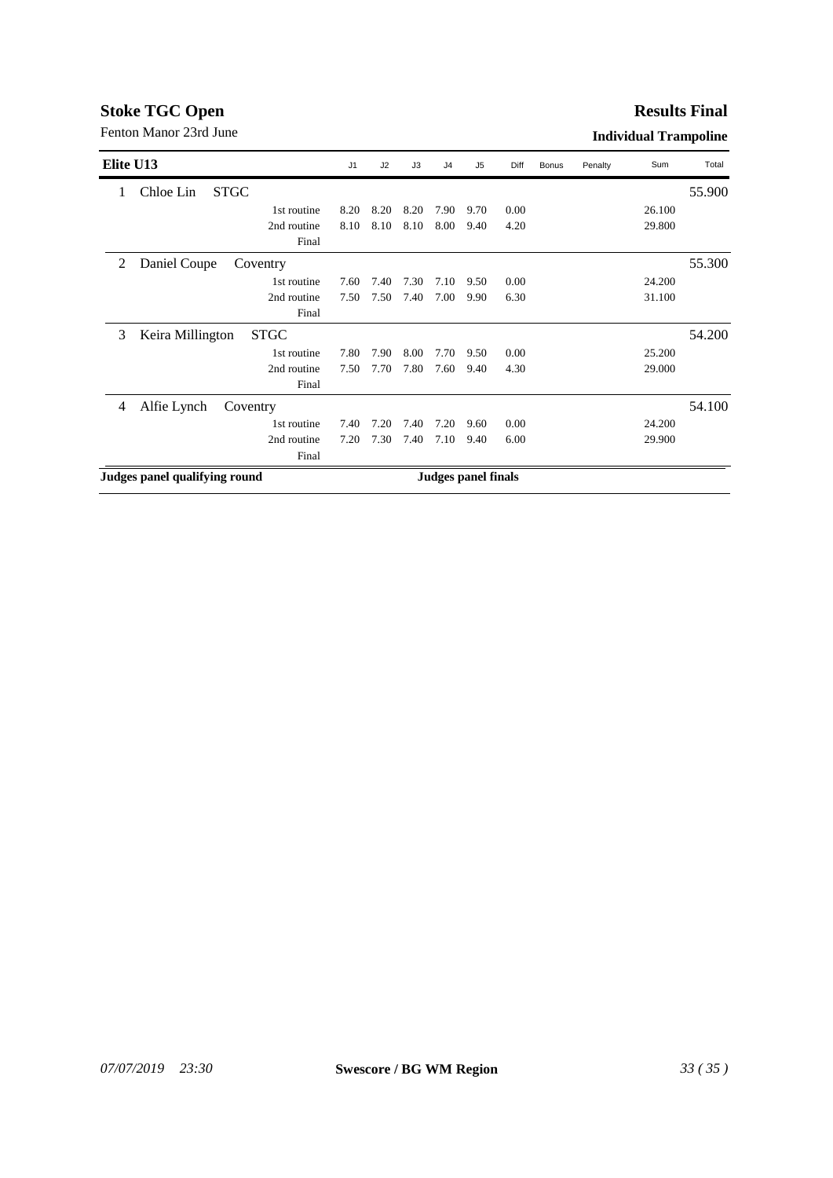# Stoke TGC Open

Fenton Manor 23rd June

**Results Final**

**Individual Trampoline**

| Elite U13 | | | J1 | J2 | J3 | J4 | J5 | Diff | Bonus | Penalty | Sum | Total |
|---|---|---|---|---|---|---|---|---|---|---|---|---|
| 1 | Chloe Lin STGC | | | | | | | | | | | 55.900 |
| | | 1st routine | 8.20 | 8.20 | 8.20 | 7.90 | 9.70 | 0.00 | | | 26.100 | |
| | | 2nd routine | 8.10 | 8.10 | 8.10 | 8.00 | 9.40 | 4.20 | | | 29.800 | |
| | | Final | | | | | | | | | | |
| 2 | Daniel Coupe Coventry | | | | | | | | | | | 55.300 |
| | | 1st routine | 7.60 | 7.40 | 7.30 | 7.10 | 9.50 | 0.00 | | | 24.200 | |
| | | 2nd routine | 7.50 | 7.50 | 7.40 | 7.00 | 9.90 | 6.30 | | | 31.100 | |
| | | Final | | | | | | | | | | |
| 3 | Keira Millington STGC | | | | | | | | | | | 54.200 |
| | | 1st routine | 7.80 | 7.90 | 8.00 | 7.70 | 9.50 | 0.00 | | | 25.200 | |
| | | 2nd routine | 7.50 | 7.70 | 7.80 | 7.60 | 9.40 | 4.30 | | | 29.000 | |
| | | Final | | | | | | | | | | |
| 4 | Alfie Lynch Coventry | | | | | | | | | | | 54.100 |
| | | 1st routine | 7.40 | 7.20 | 7.40 | 7.20 | 9.60 | 0.00 | | | 24.200 | |
| | | 2nd routine | 7.20 | 7.30 | 7.40 | 7.10 | 9.40 | 6.00 | | | 29.900 | |
| | | Final | | | | | | | | | | |

**Judges panel qualifying round** **Judges panel finals**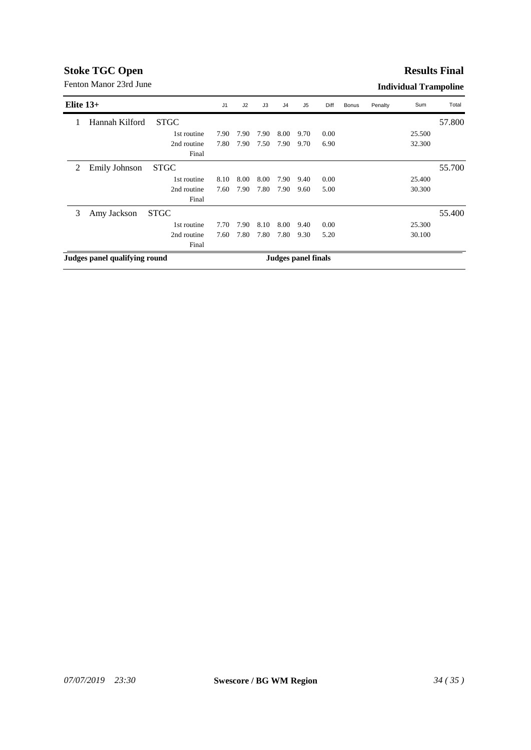# Stoke TGC Open

Fenton Manor 23rd June

## Results Final

### Individual Trampoline

| Elite 13+ | | | | J1 | J2 | J3 | J4 | J5 | Diff | Bonus | Penalty | Sum | Total |
|---|---|---|---|---|---|---|---|---|---|---|---|---|---|
| 1 | Hannah Kilford | STGC | | | | | | | | | | | 57.800 |
| | | | 1st routine | 7.90 | 7.90 | 7.90 | 8.00 | 9.70 | 0.00 | | | 25.500 | |
| | | | 2nd routine | 7.80 | 7.90 | 7.50 | 7.90 | 9.70 | 6.90 | | | 32.300 | |
| | | | Final | | | | | | | | | | |
| 2 | Emily Johnson | STGC | | | | | | | | | | | 55.700 |
| | | | 1st routine | 8.10 | 8.00 | 8.00 | 7.90 | 9.40 | 0.00 | | | 25.400 | |
| | | | 2nd routine | 7.60 | 7.90 | 7.80 | 7.90 | 9.60 | 5.00 | | | 30.300 | |
| | | | Final | | | | | | | | | | |
| 3 | Amy Jackson | STGC | | | | | | | | | | | 55.400 |
| | | | 1st routine | 7.70 | 7.90 | 8.10 | 8.00 | 9.40 | 0.00 | | | 25.300 | |
| | | | 2nd routine | 7.60 | 7.80 | 7.80 | 7.80 | 9.30 | 5.20 | | | 30.100 | |
| | | | Final | | | | | | | | | | |

**Judges panel qualifying round** **Judges panel finals**

*07/07/2019 23:30* **Swescore / BG WM Region**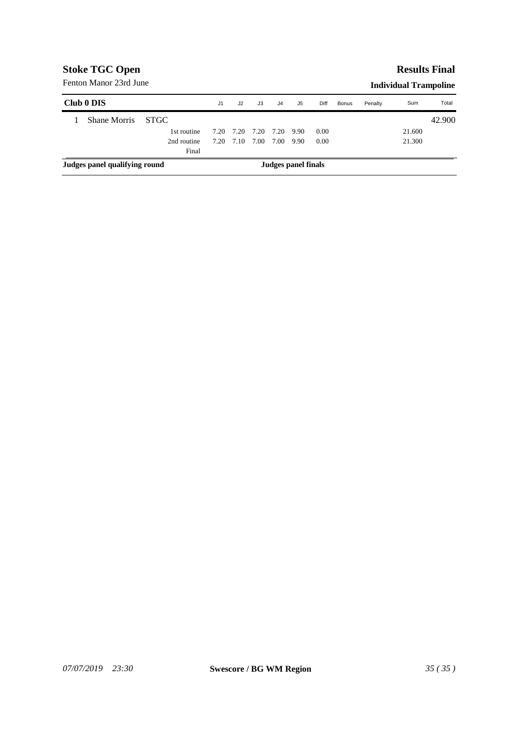## Stoke TGC Open

Fenton Manor 23rd June

## Results Final

### Individual Trampoline

| Club 0 DIS | | | J1 | J2 | J3 | J4 | J5 | Diff | Bonus | Penalty | Sum | Total |
|---|---|---|---|---|---|---|---|---|---|---|---|---|
| 1 | Shane Morris | STGC | | | | | | | | | | 42.900 |
| | | 1st routine | 7.20 | 7.20 | 7.20 | 7.20 | 9.90 | 0.00 | | | 21.600 | |
| | | 2nd routine | 7.20 | 7.10 | 7.00 | 7.00 | 9.90 | 0.00 | | | 21.300 | |
| | | Final | | | | | | | | | | |

**Judges panel qualifying round** **Judges panel finals**

*07/07/2019 23:30* **Swescore / BG WM Region**